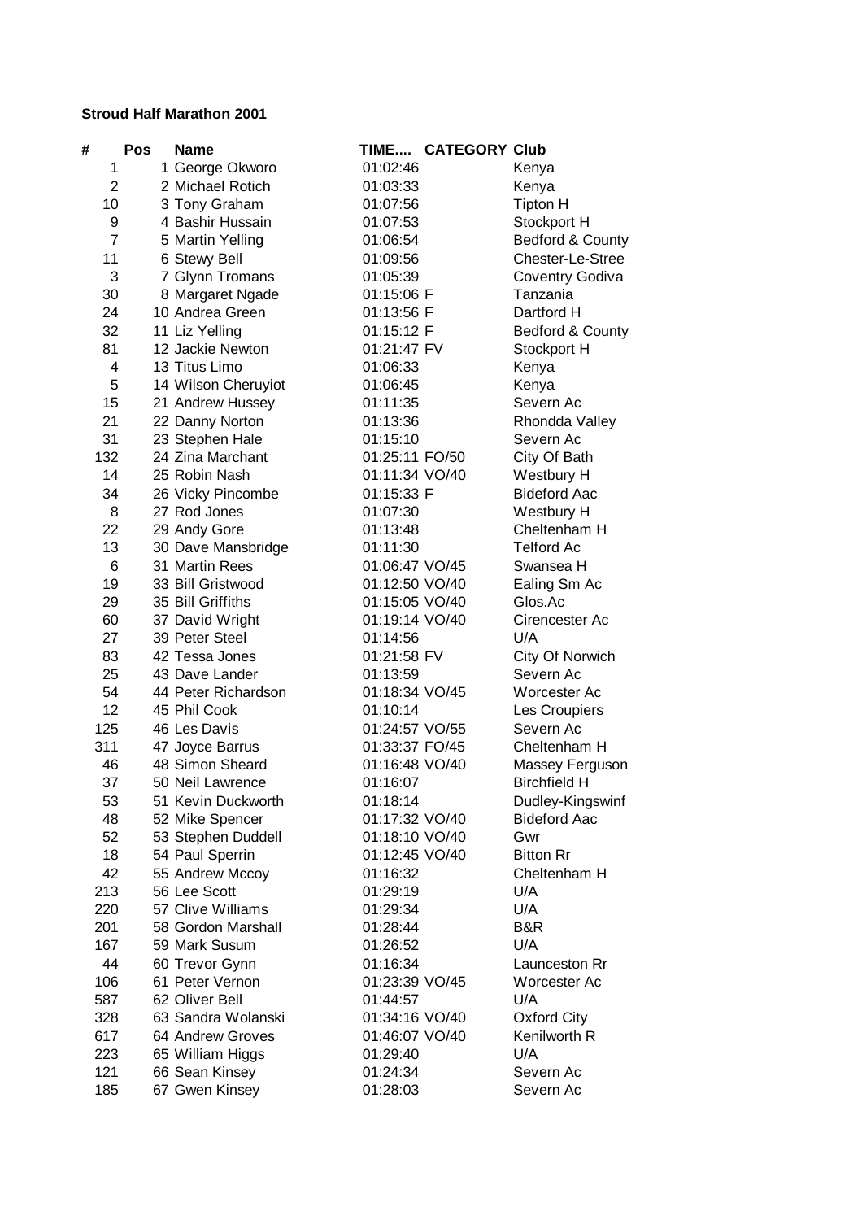**Stroud Half Marathon 2001**

| # | Pos | Name | TIME.... | CATEGORY | Club |
|---|---|---|---|---|---|
| 1 | 1 | George Okworo | 01:02:46 | | Kenya |
| 2 | 2 | Michael Rotich | 01:03:33 | | Kenya |
| 10 | 3 | Tony Graham | 01:07:56 | | Tipton H |
| 9 | 4 | Bashir Hussain | 01:07:53 | | Stockport H |
| 7 | 5 | Martin Yelling | 01:06:54 | | Bedford & County |
| 11 | 6 | Stewy Bell | 01:09:56 | | Chester-Le-Stree |
| 3 | 7 | Glynn Tromans | 01:05:39 | | Coventry Godiva |
| 30 | 8 | Margaret Ngade | 01:15:06 | F | Tanzania |
| 24 | 10 | Andrea Green | 01:13:56 | F | Dartford H |
| 32 | 11 | Liz Yelling | 01:15:12 | F | Bedford & County |
| 81 | 12 | Jackie Newton | 01:21:47 | FV | Stockport H |
| 4 | 13 | Titus Limo | 01:06:33 | | Kenya |
| 5 | 14 | Wilson Cheruyiot | 01:06:45 | | Kenya |
| 15 | 21 | Andrew Hussey | 01:11:35 | | Severn Ac |
| 21 | 22 | Danny Norton | 01:13:36 | | Rhondda Valley |
| 31 | 23 | Stephen Hale | 01:15:10 | | Severn Ac |
| 132 | 24 | Zina Marchant | 01:25:11 | FO/50 | City Of Bath |
| 14 | 25 | Robin Nash | 01:11:34 | VO/40 | Westbury H |
| 34 | 26 | Vicky Pincombe | 01:15:33 | F | Bideford Aac |
| 8 | 27 | Rod Jones | 01:07:30 | | Westbury H |
| 22 | 29 | Andy Gore | 01:13:48 | | Cheltenham H |
| 13 | 30 | Dave Mansbridge | 01:11:30 | | Telford Ac |
| 6 | 31 | Martin Rees | 01:06:47 | VO/45 | Swansea H |
| 19 | 33 | Bill Gristwood | 01:12:50 | VO/40 | Ealing Sm Ac |
| 29 | 35 | Bill Griffiths | 01:15:05 | VO/40 | Glos.Ac |
| 60 | 37 | David Wright | 01:19:14 | VO/40 | Cirencester Ac |
| 27 | 39 | Peter Steel | 01:14:56 | | U/A |
| 83 | 42 | Tessa Jones | 01:21:58 | FV | City Of Norwich |
| 25 | 43 | Dave Lander | 01:13:59 | | Severn Ac |
| 54 | 44 | Peter Richardson | 01:18:34 | VO/45 | Worcester Ac |
| 12 | 45 | Phil Cook | 01:10:14 | | Les Croupiers |
| 125 | 46 | Les Davis | 01:24:57 | VO/55 | Severn Ac |
| 311 | 47 | Joyce Barrus | 01:33:37 | FO/45 | Cheltenham H |
| 46 | 48 | Simon Sheard | 01:16:48 | VO/40 | Massey Ferguson |
| 37 | 50 | Neil Lawrence | 01:16:07 | | Birchfield H |
| 53 | 51 | Kevin Duckworth | 01:18:14 | | Dudley-Kingswinf |
| 48 | 52 | Mike Spencer | 01:17:32 | VO/40 | Bideford Aac |
| 52 | 53 | Stephen Duddell | 01:18:10 | VO/40 | Gwr |
| 18 | 54 | Paul Sperrin | 01:12:45 | VO/40 | Bitton Rr |
| 42 | 55 | Andrew Mccoy | 01:16:32 | | Cheltenham H |
| 213 | 56 | Lee Scott | 01:29:19 | | U/A |
| 220 | 57 | Clive Williams | 01:29:34 | | U/A |
| 201 | 58 | Gordon Marshall | 01:28:44 | | B&R |
| 167 | 59 | Mark Susum | 01:26:52 | | U/A |
| 44 | 60 | Trevor Gynn | 01:16:34 | | Launceston Rr |
| 106 | 61 | Peter Vernon | 01:23:39 | VO/45 | Worcester Ac |
| 587 | 62 | Oliver Bell | 01:44:57 | | U/A |
| 328 | 63 | Sandra Wolanski | 01:34:16 | VO/40 | Oxford City |
| 617 | 64 | Andrew Groves | 01:46:07 | VO/40 | Kenilworth R |
| 223 | 65 | William Higgs | 01:29:40 | | U/A |
| 121 | 66 | Sean Kinsey | 01:24:34 | | Severn Ac |
| 185 | 67 | Gwen Kinsey | 01:28:03 | | Severn Ac |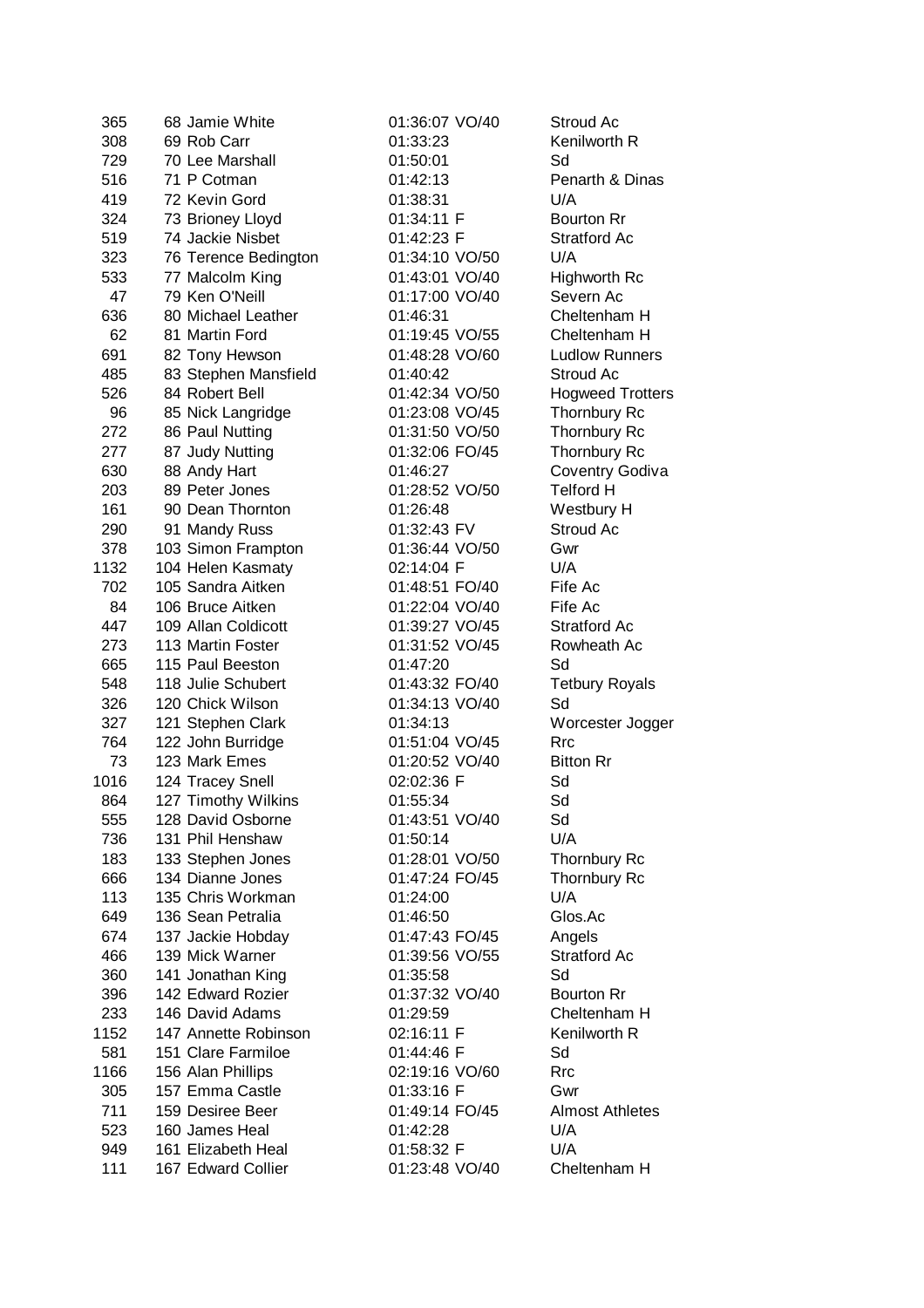| | | | | | |
|---|---|---|---|---|---|
| 365 | 68 | Jamie White | 01:36:07 | VO/40 | Stroud Ac |
| 308 | 69 | Rob Carr | 01:33:23 | | Kenilworth R |
| 729 | 70 | Lee Marshall | 01:50:01 | | Sd |
| 516 | 71 | P Cotman | 01:42:13 | | Penarth & Dinas |
| 419 | 72 | Kevin Gord | 01:38:31 | | U/A |
| 324 | 73 | Brioney Lloyd | 01:34:11 | F | Bourton Rr |
| 519 | 74 | Jackie Nisbet | 01:42:23 | F | Stratford Ac |
| 323 | 76 | Terence Bedington | 01:34:10 | VO/50 | U/A |
| 533 | 77 | Malcolm King | 01:43:01 | VO/40 | Highworth Rc |
| 47 | 79 | Ken O'Neill | 01:17:00 | VO/40 | Severn Ac |
| 636 | 80 | Michael Leather | 01:46:31 | | Cheltenham H |
| 62 | 81 | Martin Ford | 01:19:45 | VO/55 | Cheltenham H |
| 691 | 82 | Tony Hewson | 01:48:28 | VO/60 | Ludlow Runners |
| 485 | 83 | Stephen Mansfield | 01:40:42 | | Stroud Ac |
| 526 | 84 | Robert Bell | 01:42:34 | VO/50 | Hogweed Trotters |
| 96 | 85 | Nick Langridge | 01:23:08 | VO/45 | Thornbury Rc |
| 272 | 86 | Paul Nutting | 01:31:50 | VO/50 | Thornbury Rc |
| 277 | 87 | Judy Nutting | 01:32:06 | FO/45 | Thornbury Rc |
| 630 | 88 | Andy Hart | 01:46:27 | | Coventry Godiva |
| 203 | 89 | Peter Jones | 01:28:52 | VO/50 | Telford H |
| 161 | 90 | Dean Thornton | 01:26:48 | | Westbury H |
| 290 | 91 | Mandy Russ | 01:32:43 | FV | Stroud Ac |
| 378 | 103 | Simon Frampton | 01:36:44 | VO/50 | Gwr |
| 1132 | 104 | Helen Kasmaty | 02:14:04 | F | U/A |
| 702 | 105 | Sandra Aitken | 01:48:51 | FO/40 | Fife Ac |
| 84 | 106 | Bruce Aitken | 01:22:04 | VO/40 | Fife Ac |
| 447 | 109 | Allan Coldicott | 01:39:27 | VO/45 | Stratford Ac |
| 273 | 113 | Martin Foster | 01:31:52 | VO/45 | Rowheath Ac |
| 665 | 115 | Paul Beeston | 01:47:20 | | Sd |
| 548 | 118 | Julie Schubert | 01:43:32 | FO/40 | Tetbury Royals |
| 326 | 120 | Chick Wilson | 01:34:13 | VO/40 | Sd |
| 327 | 121 | Stephen Clark | 01:34:13 | | Worcester Jogger |
| 764 | 122 | John Burridge | 01:51:04 | VO/45 | Rrc |
| 73 | 123 | Mark Emes | 01:20:52 | VO/40 | Bitton Rr |
| 1016 | 124 | Tracey Snell | 02:02:36 | F | Sd |
| 864 | 127 | Timothy Wilkins | 01:55:34 | | Sd |
| 555 | 128 | David Osborne | 01:43:51 | VO/40 | Sd |
| 736 | 131 | Phil Henshaw | 01:50:14 | | U/A |
| 183 | 133 | Stephen Jones | 01:28:01 | VO/50 | Thornbury Rc |
| 666 | 134 | Dianne Jones | 01:47:24 | FO/45 | Thornbury Rc |
| 113 | 135 | Chris Workman | 01:24:00 | | U/A |
| 649 | 136 | Sean Petralia | 01:46:50 | | Glos.Ac |
| 674 | 137 | Jackie Hobday | 01:47:43 | FO/45 | Angels |
| 466 | 139 | Mick Warner | 01:39:56 | VO/55 | Stratford Ac |
| 360 | 141 | Jonathan King | 01:35:58 | | Sd |
| 396 | 142 | Edward Rozier | 01:37:32 | VO/40 | Bourton Rr |
| 233 | 146 | David Adams | 01:29:59 | | Cheltenham H |
| 1152 | 147 | Annette Robinson | 02:16:11 | F | Kenilworth R |
| 581 | 151 | Clare Farmiloe | 01:44:46 | F | Sd |
| 1166 | 156 | Alan Phillips | 02:19:16 | VO/60 | Rrc |
| 305 | 157 | Emma Castle | 01:33:16 | F | Gwr |
| 711 | 159 | Desiree Beer | 01:49:14 | FO/45 | Almost Athletes |
| 523 | 160 | James Heal | 01:42:28 | | U/A |
| 949 | 161 | Elizabeth Heal | 01:58:32 | F | U/A |
| 111 | 167 | Edward Collier | 01:23:48 | VO/40 | Cheltenham H |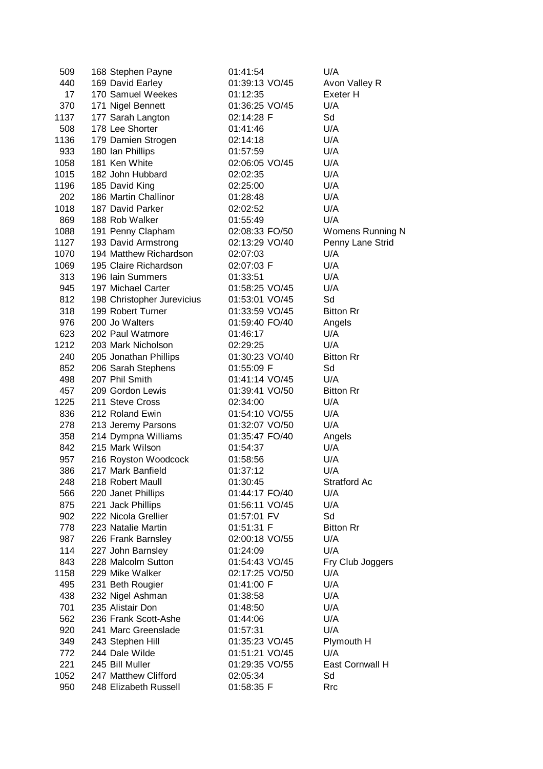| | | | | | |
|---|---|---|---|---|---|
| 509 | 168 | Stephen Payne | 01:41:54 | | U/A |
| 440 | 169 | David Earley | 01:39:13 | VO/45 | Avon Valley R |
| 17 | 170 | Samuel Weekes | 01:12:35 | | Exeter H |
| 370 | 171 | Nigel Bennett | 01:36:25 | VO/45 | U/A |
| 1137 | 177 | Sarah Langton | 02:14:28 | F | Sd |
| 508 | 178 | Lee Shorter | 01:41:46 | | U/A |
| 1136 | 179 | Damien Strogen | 02:14:18 | | U/A |
| 933 | 180 | Ian Phillips | 01:57:59 | | U/A |
| 1058 | 181 | Ken White | 02:06:05 | VO/45 | U/A |
| 1015 | 182 | John Hubbard | 02:02:35 | | U/A |
| 1196 | 185 | David King | 02:25:00 | | U/A |
| 202 | 186 | Martin Challinor | 01:28:48 | | U/A |
| 1018 | 187 | David Parker | 02:02:52 | | U/A |
| 869 | 188 | Rob Walker | 01:55:49 | | U/A |
| 1088 | 191 | Penny Clapham | 02:08:33 | FO/50 | Womens Running N |
| 1127 | 193 | David Armstrong | 02:13:29 | VO/40 | Penny Lane Strid |
| 1070 | 194 | Matthew Richardson | 02:07:03 | | U/A |
| 1069 | 195 | Claire Richardson | 02:07:03 | F | U/A |
| 313 | 196 | Iain Summers | 01:33:51 | | U/A |
| 945 | 197 | Michael Carter | 01:58:25 | VO/45 | U/A |
| 812 | 198 | Christopher Jurevicius | 01:53:01 | VO/45 | Sd |
| 318 | 199 | Robert Turner | 01:33:59 | VO/45 | Bitton Rr |
| 976 | 200 | Jo Walters | 01:59:40 | FO/40 | Angels |
| 623 | 202 | Paul Watmore | 01:46:17 | | U/A |
| 1212 | 203 | Mark Nicholson | 02:29:25 | | U/A |
| 240 | 205 | Jonathan Phillips | 01:30:23 | VO/40 | Bitton Rr |
| 852 | 206 | Sarah Stephens | 01:55:09 | F | Sd |
| 498 | 207 | Phil Smith | 01:41:14 | VO/45 | U/A |
| 457 | 209 | Gordon Lewis | 01:39:41 | VO/50 | Bitton Rr |
| 1225 | 211 | Steve Cross | 02:34:00 | | U/A |
| 836 | 212 | Roland Ewin | 01:54:10 | VO/55 | U/A |
| 278 | 213 | Jeremy Parsons | 01:32:07 | VO/50 | U/A |
| 358 | 214 | Dympna Williams | 01:35:47 | FO/40 | Angels |
| 842 | 215 | Mark Wilson | 01:54:37 | | U/A |
| 957 | 216 | Royston Woodcock | 01:58:56 | | U/A |
| 386 | 217 | Mark Banfield | 01:37:12 | | U/A |
| 248 | 218 | Robert Maull | 01:30:45 | | Stratford Ac |
| 566 | 220 | Janet Phillips | 01:44:17 | FO/40 | U/A |
| 875 | 221 | Jack Phillips | 01:56:11 | VO/45 | U/A |
| 902 | 222 | Nicola Grellier | 01:57:01 | FV | Sd |
| 778 | 223 | Natalie Martin | 01:51:31 | F | Bitton Rr |
| 987 | 226 | Frank Barnsley | 02:00:18 | VO/55 | U/A |
| 114 | 227 | John Barnsley | 01:24:09 | | U/A |
| 843 | 228 | Malcolm Sutton | 01:54:43 | VO/45 | Fry Club Joggers |
| 1158 | 229 | Mike Walker | 02:17:25 | VO/50 | U/A |
| 495 | 231 | Beth Rougier | 01:41:00 | F | U/A |
| 438 | 232 | Nigel Ashman | 01:38:58 | | U/A |
| 701 | 235 | Alistair Don | 01:48:50 | | U/A |
| 562 | 236 | Frank Scott-Ashe | 01:44:06 | | U/A |
| 920 | 241 | Marc Greenslade | 01:57:31 | | U/A |
| 349 | 243 | Stephen Hill | 01:35:23 | VO/45 | Plymouth H |
| 772 | 244 | Dale Wilde | 01:51:21 | VO/45 | U/A |
| 221 | 245 | Bill Muller | 01:29:35 | VO/55 | East Cornwall H |
| 1052 | 247 | Matthew Clifford | 02:05:34 | | Sd |
| 950 | 248 | Elizabeth Russell | 01:58:35 | F | Rrc |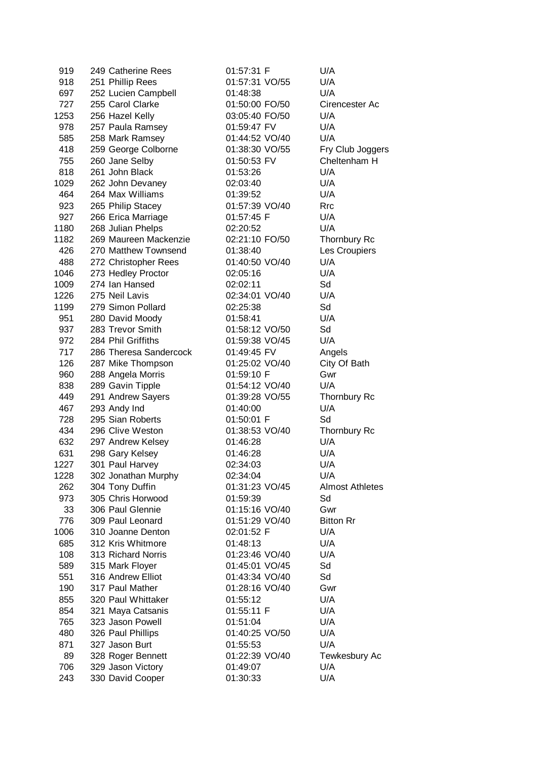| | | | | | |
|---|---|---|---|---|---|
| 919 | 249 | Catherine Rees | 01:57:31 | F | U/A |
| 918 | 251 | Phillip Rees | 01:57:31 | VO/55 | U/A |
| 697 | 252 | Lucien Campbell | 01:48:38 | | U/A |
| 727 | 255 | Carol Clarke | 01:50:00 | FO/50 | Cirencester Ac |
| 1253 | 256 | Hazel Kelly | 03:05:40 | FO/50 | U/A |
| 978 | 257 | Paula Ramsey | 01:59:47 | FV | U/A |
| 585 | 258 | Mark Ramsey | 01:44:52 | VO/40 | U/A |
| 418 | 259 | George Colborne | 01:38:30 | VO/55 | Fry Club Joggers |
| 755 | 260 | Jane Selby | 01:50:53 | FV | Cheltenham H |
| 818 | 261 | John Black | 01:53:26 | | U/A |
| 1029 | 262 | John Devaney | 02:03:40 | | U/A |
| 464 | 264 | Max Williams | 01:39:52 | | U/A |
| 923 | 265 | Philip Stacey | 01:57:39 | VO/40 | Rrc |
| 927 | 266 | Erica Marriage | 01:57:45 | F | U/A |
| 1180 | 268 | Julian Phelps | 02:20:52 | | U/A |
| 1182 | 269 | Maureen Mackenzie | 02:21:10 | FO/50 | Thornbury Rc |
| 426 | 270 | Matthew Townsend | 01:38:40 | | Les Croupiers |
| 488 | 272 | Christopher Rees | 01:40:50 | VO/40 | U/A |
| 1046 | 273 | Hedley Proctor | 02:05:16 | | U/A |
| 1009 | 274 | Ian Hansed | 02:02:11 | | Sd |
| 1226 | 275 | Neil Lavis | 02:34:01 | VO/40 | U/A |
| 1199 | 279 | Simon Pollard | 02:25:38 | | Sd |
| 951 | 280 | David Moody | 01:58:41 | | U/A |
| 937 | 283 | Trevor Smith | 01:58:12 | VO/50 | Sd |
| 972 | 284 | Phil Griffiths | 01:59:38 | VO/45 | U/A |
| 717 | 286 | Theresa Sandercock | 01:49:45 | FV | Angels |
| 126 | 287 | Mike Thompson | 01:25:02 | VO/40 | City Of Bath |
| 960 | 288 | Angela Morris | 01:59:10 | F | Gwr |
| 838 | 289 | Gavin Tipple | 01:54:12 | VO/40 | U/A |
| 449 | 291 | Andrew Sayers | 01:39:28 | VO/55 | Thornbury Rc |
| 467 | 293 | Andy Ind | 01:40:00 | | U/A |
| 728 | 295 | Sian Roberts | 01:50:01 | F | Sd |
| 434 | 296 | Clive Weston | 01:38:53 | VO/40 | Thornbury Rc |
| 632 | 297 | Andrew Kelsey | 01:46:28 | | U/A |
| 631 | 298 | Gary Kelsey | 01:46:28 | | U/A |
| 1227 | 301 | Paul Harvey | 02:34:03 | | U/A |
| 1228 | 302 | Jonathan Murphy | 02:34:04 | | U/A |
| 262 | 304 | Tony Duffin | 01:31:23 | VO/45 | Almost Athletes |
| 973 | 305 | Chris Horwood | 01:59:39 | | Sd |
| 33 | 306 | Paul Glennie | 01:15:16 | VO/40 | Gwr |
| 776 | 309 | Paul Leonard | 01:51:29 | VO/40 | Bitton Rr |
| 1006 | 310 | Joanne Denton | 02:01:52 | F | U/A |
| 685 | 312 | Kris Whitmore | 01:48:13 | | U/A |
| 108 | 313 | Richard Norris | 01:23:46 | VO/40 | U/A |
| 589 | 315 | Mark Floyer | 01:45:01 | VO/45 | Sd |
| 551 | 316 | Andrew Elliot | 01:43:34 | VO/40 | Sd |
| 190 | 317 | Paul Mather | 01:28:16 | VO/40 | Gwr |
| 855 | 320 | Paul Whittaker | 01:55:12 | | U/A |
| 854 | 321 | Maya Catsanis | 01:55:11 | F | U/A |
| 765 | 323 | Jason Powell | 01:51:04 | | U/A |
| 480 | 326 | Paul Phillips | 01:40:25 | VO/50 | U/A |
| 871 | 327 | Jason Burt | 01:55:53 | | U/A |
| 89 | 328 | Roger Bennett | 01:22:39 | VO/40 | Tewkesbury Ac |
| 706 | 329 | Jason Victory | 01:49:07 | | U/A |
| 243 | 330 | David Cooper | 01:30:33 | | U/A |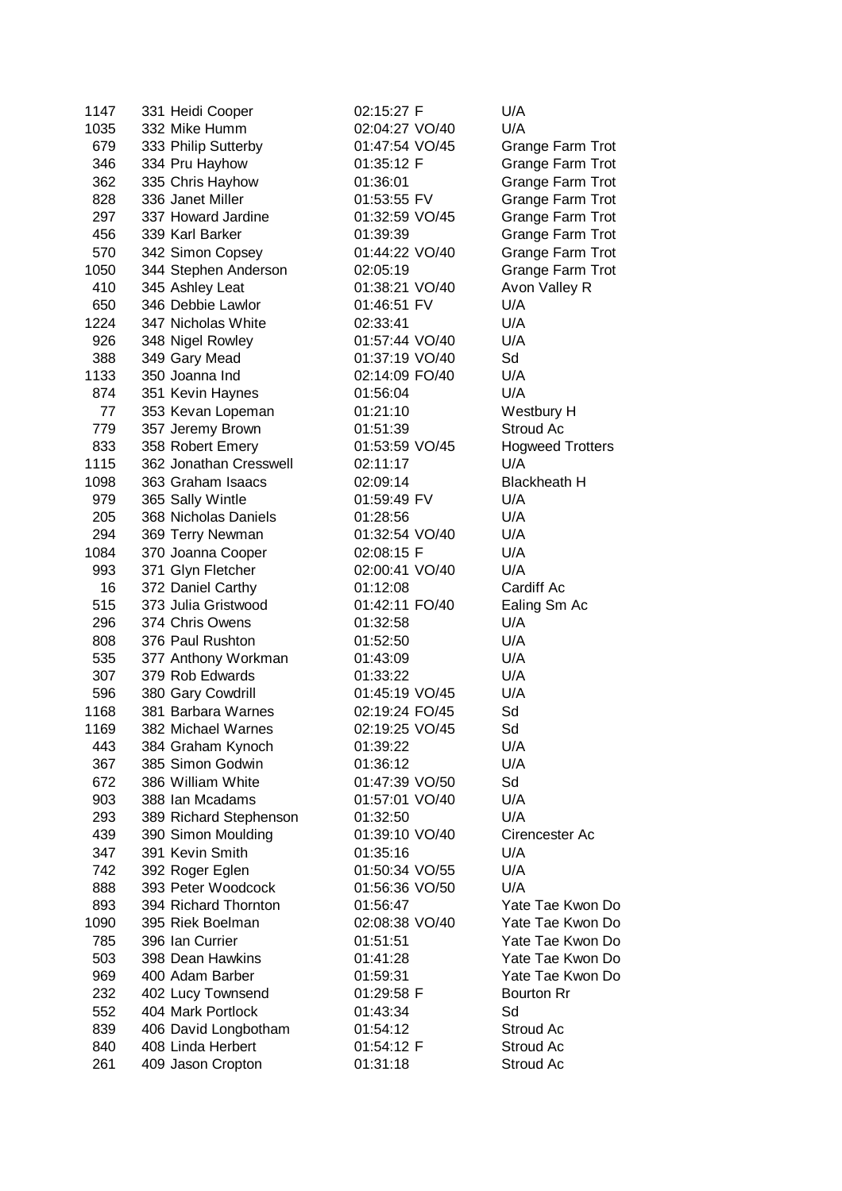| | | | | |
|---|---|---|---|---|
| 1147 | 331 Heidi Cooper | 02:15:27 | F | U/A |
| 1035 | 332 Mike Humm | 02:04:27 | VO/40 | U/A |
| 679 | 333 Philip Sutterby | 01:47:54 | VO/45 | Grange Farm Trot |
| 346 | 334 Pru Hayhow | 01:35:12 | F | Grange Farm Trot |
| 362 | 335 Chris Hayhow | 01:36:01 | | Grange Farm Trot |
| 828 | 336 Janet Miller | 01:53:55 | FV | Grange Farm Trot |
| 297 | 337 Howard Jardine | 01:32:59 | VO/45 | Grange Farm Trot |
| 456 | 339 Karl Barker | 01:39:39 | | Grange Farm Trot |
| 570 | 342 Simon Copsey | 01:44:22 | VO/40 | Grange Farm Trot |
| 1050 | 344 Stephen Anderson | 02:05:19 | | Grange Farm Trot |
| 410 | 345 Ashley Leat | 01:38:21 | VO/40 | Avon Valley R |
| 650 | 346 Debbie Lawlor | 01:46:51 | FV | U/A |
| 1224 | 347 Nicholas White | 02:33:41 | | U/A |
| 926 | 348 Nigel Rowley | 01:57:44 | VO/40 | U/A |
| 388 | 349 Gary Mead | 01:37:19 | VO/40 | Sd |
| 1133 | 350 Joanna Ind | 02:14:09 | FO/40 | U/A |
| 874 | 351 Kevin Haynes | 01:56:04 | | U/A |
| 77 | 353 Kevan Lopeman | 01:21:10 | | Westbury H |
| 779 | 357 Jeremy Brown | 01:51:39 | | Stroud Ac |
| 833 | 358 Robert Emery | 01:53:59 | VO/45 | Hogweed Trotters |
| 1115 | 362 Jonathan Cresswell | 02:11:17 | | U/A |
| 1098 | 363 Graham Isaacs | 02:09:14 | | Blackheath H |
| 979 | 365 Sally Wintle | 01:59:49 | FV | U/A |
| 205 | 368 Nicholas Daniels | 01:28:56 | | U/A |
| 294 | 369 Terry Newman | 01:32:54 | VO/40 | U/A |
| 1084 | 370 Joanna Cooper | 02:08:15 | F | U/A |
| 993 | 371 Glyn Fletcher | 02:00:41 | VO/40 | U/A |
| 16 | 372 Daniel Carthy | 01:12:08 | | Cardiff Ac |
| 515 | 373 Julia Gristwood | 01:42:11 | FO/40 | Ealing Sm Ac |
| 296 | 374 Chris Owens | 01:32:58 | | U/A |
| 808 | 376 Paul Rushton | 01:52:50 | | U/A |
| 535 | 377 Anthony Workman | 01:43:09 | | U/A |
| 307 | 379 Rob Edwards | 01:33:22 | | U/A |
| 596 | 380 Gary Cowdrill | 01:45:19 | VO/45 | U/A |
| 1168 | 381 Barbara Warnes | 02:19:24 | FO/45 | Sd |
| 1169 | 382 Michael Warnes | 02:19:25 | VO/45 | Sd |
| 443 | 384 Graham Kynoch | 01:39:22 | | U/A |
| 367 | 385 Simon Godwin | 01:36:12 | | U/A |
| 672 | 386 William White | 01:47:39 | VO/50 | Sd |
| 903 | 388 Ian Mcadams | 01:57:01 | VO/40 | U/A |
| 293 | 389 Richard Stephenson | 01:32:50 | | U/A |
| 439 | 390 Simon Moulding | 01:39:10 | VO/40 | Cirencester Ac |
| 347 | 391 Kevin Smith | 01:35:16 | | U/A |
| 742 | 392 Roger Eglen | 01:50:34 | VO/55 | U/A |
| 888 | 393 Peter Woodcock | 01:56:36 | VO/50 | U/A |
| 893 | 394 Richard Thornton | 01:56:47 | | Yate Tae Kwon Do |
| 1090 | 395 Riek Boelman | 02:08:38 | VO/40 | Yate Tae Kwon Do |
| 785 | 396 Ian Currier | 01:51:51 | | Yate Tae Kwon Do |
| 503 | 398 Dean Hawkins | 01:41:28 | | Yate Tae Kwon Do |
| 969 | 400 Adam Barber | 01:59:31 | | Yate Tae Kwon Do |
| 232 | 402 Lucy Townsend | 01:29:58 | F | Bourton Rr |
| 552 | 404 Mark Portlock | 01:43:34 | | Sd |
| 839 | 406 David Longbotham | 01:54:12 | | Stroud Ac |
| 840 | 408 Linda Herbert | 01:54:12 | F | Stroud Ac |
| 261 | 409 Jason Cropton | 01:31:18 | | Stroud Ac |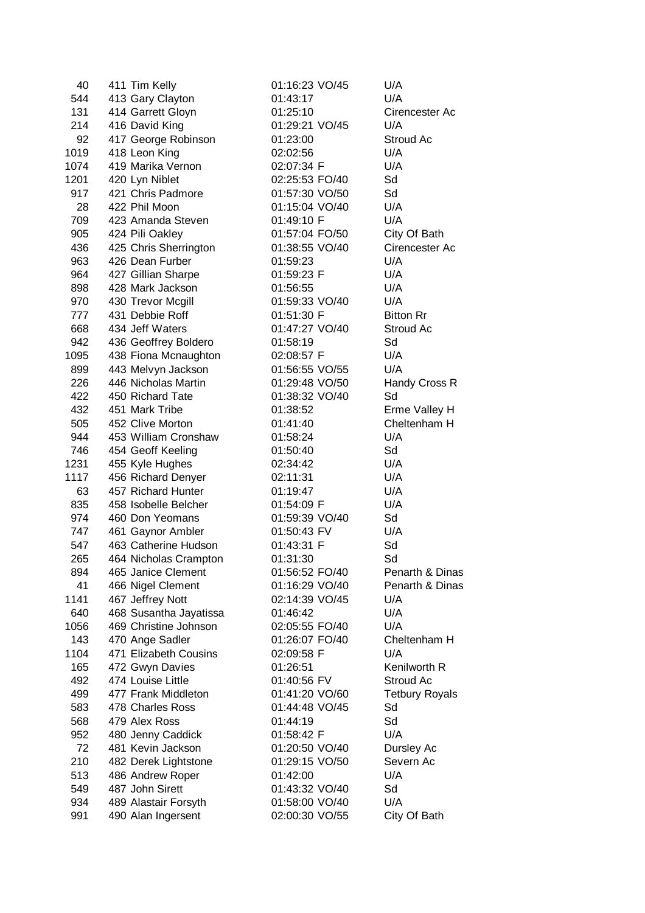| | | | | | |
|---|---|---|---|---|---|
| 40 | 411 | Tim Kelly | 01:16:23 | VO/45 | U/A |
| 544 | 413 | Gary Clayton | 01:43:17 | | U/A |
| 131 | 414 | Garrett Gloyn | 01:25:10 | | Cirencester Ac |
| 214 | 416 | David King | 01:29:21 | VO/45 | U/A |
| 92 | 417 | George Robinson | 01:23:00 | | Stroud Ac |
| 1019 | 418 | Leon King | 02:02:56 | | U/A |
| 1074 | 419 | Marika Vernon | 02:07:34 | F | U/A |
| 1201 | 420 | Lyn Niblet | 02:25:53 | FO/40 | Sd |
| 917 | 421 | Chris Padmore | 01:57:30 | VO/50 | Sd |
| 28 | 422 | Phil Moon | 01:15:04 | VO/40 | U/A |
| 709 | 423 | Amanda Steven | 01:49:10 | F | U/A |
| 905 | 424 | Pili Oakley | 01:57:04 | FO/50 | City Of Bath |
| 436 | 425 | Chris Sherrington | 01:38:55 | VO/40 | Cirencester Ac |
| 963 | 426 | Dean Furber | 01:59:23 | | U/A |
| 964 | 427 | Gillian Sharpe | 01:59:23 | F | U/A |
| 898 | 428 | Mark Jackson | 01:56:55 | | U/A |
| 970 | 430 | Trevor Mcgill | 01:59:33 | VO/40 | U/A |
| 777 | 431 | Debbie Roff | 01:51:30 | F | Bitton Rr |
| 668 | 434 | Jeff Waters | 01:47:27 | VO/40 | Stroud Ac |
| 942 | 436 | Geoffrey Boldero | 01:58:19 | | Sd |
| 1095 | 438 | Fiona Mcnaughton | 02:08:57 | F | U/A |
| 899 | 443 | Melvyn Jackson | 01:56:55 | VO/55 | U/A |
| 226 | 446 | Nicholas Martin | 01:29:48 | VO/50 | Handy Cross R |
| 422 | 450 | Richard Tate | 01:38:32 | VO/40 | Sd |
| 432 | 451 | Mark Tribe | 01:38:52 | | Erme Valley H |
| 505 | 452 | Clive Morton | 01:41:40 | | Cheltenham H |
| 944 | 453 | William Cronshaw | 01:58:24 | | U/A |
| 746 | 454 | Geoff Keeling | 01:50:40 | | Sd |
| 1231 | 455 | Kyle Hughes | 02:34:42 | | U/A |
| 1117 | 456 | Richard Denyer | 02:11:31 | | U/A |
| 63 | 457 | Richard Hunter | 01:19:47 | | U/A |
| 835 | 458 | Isobelle Belcher | 01:54:09 | F | U/A |
| 974 | 460 | Don Yeomans | 01:59:39 | VO/40 | Sd |
| 747 | 461 | Gaynor Ambler | 01:50:43 | FV | U/A |
| 547 | 463 | Catherine Hudson | 01:43:31 | F | Sd |
| 265 | 464 | Nicholas Crampton | 01:31:30 | | Sd |
| 894 | 465 | Janice Clement | 01:56:52 | FO/40 | Penarth & Dinas |
| 41 | 466 | Nigel Clement | 01:16:29 | VO/40 | Penarth & Dinas |
| 1141 | 467 | Jeffrey Nott | 02:14:39 | VO/45 | U/A |
| 640 | 468 | Susantha Jayatissa | 01:46:42 | | U/A |
| 1056 | 469 | Christine Johnson | 02:05:55 | FO/40 | U/A |
| 143 | 470 | Ange Sadler | 01:26:07 | FO/40 | Cheltenham H |
| 1104 | 471 | Elizabeth Cousins | 02:09:58 | F | U/A |
| 165 | 472 | Gwyn Davies | 01:26:51 | | Kenilworth R |
| 492 | 474 | Louise Little | 01:40:56 | FV | Stroud Ac |
| 499 | 477 | Frank Middleton | 01:41:20 | VO/60 | Tetbury Royals |
| 583 | 478 | Charles Ross | 01:44:48 | VO/45 | Sd |
| 568 | 479 | Alex Ross | 01:44:19 | | Sd |
| 952 | 480 | Jenny Caddick | 01:58:42 | F | U/A |
| 72 | 481 | Kevin Jackson | 01:20:50 | VO/40 | Dursley Ac |
| 210 | 482 | Derek Lightstone | 01:29:15 | VO/50 | Severn Ac |
| 513 | 486 | Andrew Roper | 01:42:00 | | U/A |
| 549 | 487 | John Sirett | 01:43:32 | VO/40 | Sd |
| 934 | 489 | Alastair Forsyth | 01:58:00 | VO/40 | U/A |
| 991 | 490 | Alan Ingersent | 02:00:30 | VO/55 | City Of Bath |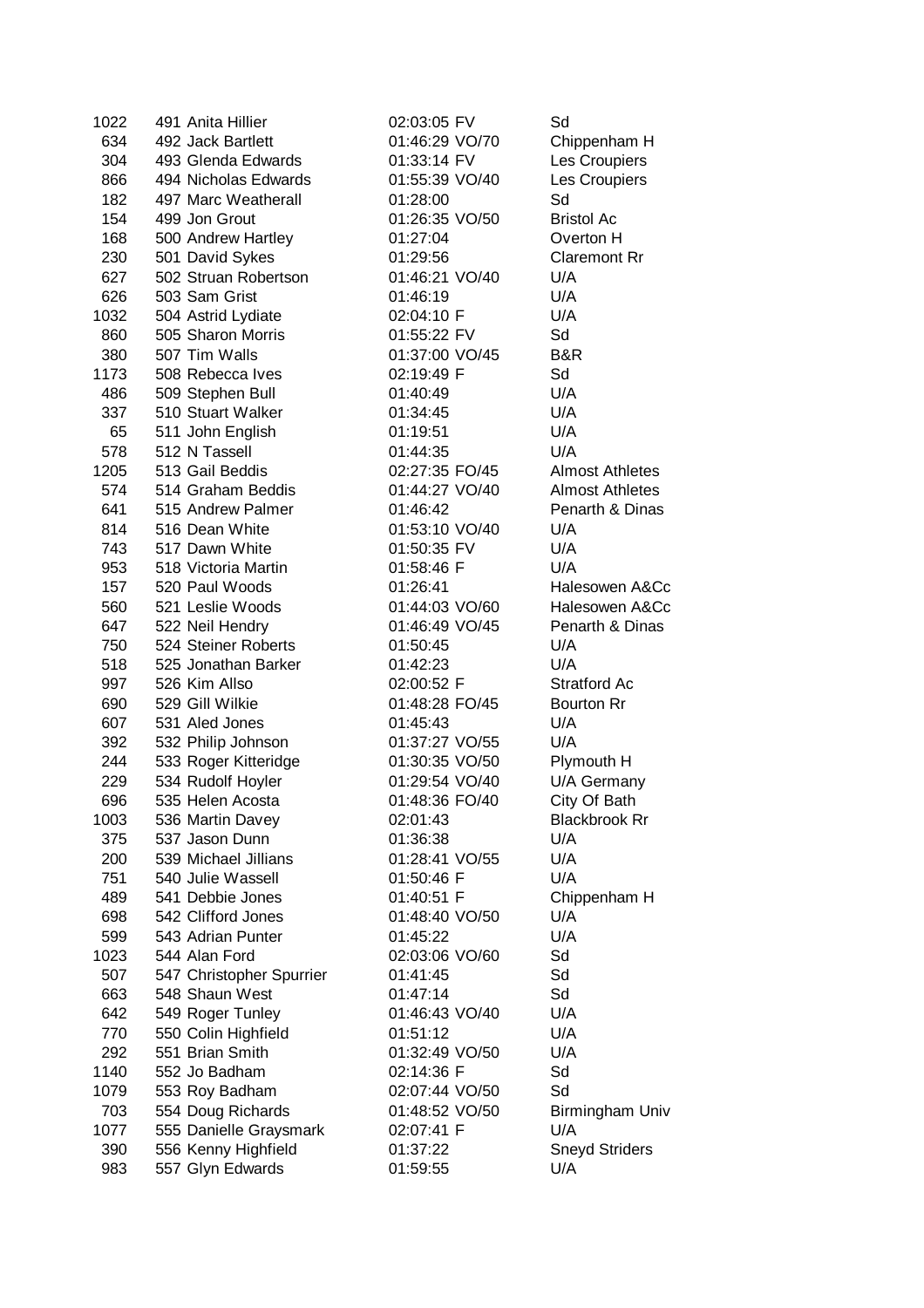| | | | | | |
|---|---|---|---|---|---|
| 1022 | 491 | Anita Hillier | 02:03:05 | FV | Sd |
| 634 | 492 | Jack Bartlett | 01:46:29 | VO/70 | Chippenham H |
| 304 | 493 | Glenda Edwards | 01:33:14 | FV | Les Croupiers |
| 866 | 494 | Nicholas Edwards | 01:55:39 | VO/40 | Les Croupiers |
| 182 | 497 | Marc Weatherall | 01:28:00 | | Sd |
| 154 | 499 | Jon Grout | 01:26:35 | VO/50 | Bristol Ac |
| 168 | 500 | Andrew Hartley | 01:27:04 | | Overton H |
| 230 | 501 | David Sykes | 01:29:56 | | Claremont Rr |
| 627 | 502 | Struan Robertson | 01:46:21 | VO/40 | U/A |
| 626 | 503 | Sam Grist | 01:46:19 | | U/A |
| 1032 | 504 | Astrid Lydiate | 02:04:10 | F | U/A |
| 860 | 505 | Sharon Morris | 01:55:22 | FV | Sd |
| 380 | 507 | Tim Walls | 01:37:00 | VO/45 | B&R |
| 1173 | 508 | Rebecca Ives | 02:19:49 | F | Sd |
| 486 | 509 | Stephen Bull | 01:40:49 | | U/A |
| 337 | 510 | Stuart Walker | 01:34:45 | | U/A |
| 65 | 511 | John English | 01:19:51 | | U/A |
| 578 | 512 | N Tassell | 01:44:35 | | U/A |
| 1205 | 513 | Gail Beddis | 02:27:35 | FO/45 | Almost Athletes |
| 574 | 514 | Graham Beddis | 01:44:27 | VO/40 | Almost Athletes |
| 641 | 515 | Andrew Palmer | 01:46:42 | | Penarth & Dinas |
| 814 | 516 | Dean White | 01:53:10 | VO/40 | U/A |
| 743 | 517 | Dawn White | 01:50:35 | FV | U/A |
| 953 | 518 | Victoria Martin | 01:58:46 | F | U/A |
| 157 | 520 | Paul Woods | 01:26:41 | | Halesowen A&Cc |
| 560 | 521 | Leslie Woods | 01:44:03 | VO/60 | Halesowen A&Cc |
| 647 | 522 | Neil Hendry | 01:46:49 | VO/45 | Penarth & Dinas |
| 750 | 524 | Steiner Roberts | 01:50:45 | | U/A |
| 518 | 525 | Jonathan Barker | 01:42:23 | | U/A |
| 997 | 526 | Kim Allso | 02:00:52 | F | Stratford Ac |
| 690 | 529 | Gill Wilkie | 01:48:28 | FO/45 | Bourton Rr |
| 607 | 531 | Aled Jones | 01:45:43 | | U/A |
| 392 | 532 | Philip Johnson | 01:37:27 | VO/55 | U/A |
| 244 | 533 | Roger Kitteridge | 01:30:35 | VO/50 | Plymouth H |
| 229 | 534 | Rudolf Hoyler | 01:29:54 | VO/40 | U/A Germany |
| 696 | 535 | Helen Acosta | 01:48:36 | FO/40 | City Of Bath |
| 1003 | 536 | Martin Davey | 02:01:43 | | Blackbrook Rr |
| 375 | 537 | Jason Dunn | 01:36:38 | | U/A |
| 200 | 539 | Michael Jillians | 01:28:41 | VO/55 | U/A |
| 751 | 540 | Julie Wassell | 01:50:46 | F | U/A |
| 489 | 541 | Debbie Jones | 01:40:51 | F | Chippenham H |
| 698 | 542 | Clifford Jones | 01:48:40 | VO/50 | U/A |
| 599 | 543 | Adrian Punter | 01:45:22 | | U/A |
| 1023 | 544 | Alan Ford | 02:03:06 | VO/60 | Sd |
| 507 | 547 | Christopher Spurrier | 01:41:45 | | Sd |
| 663 | 548 | Shaun West | 01:47:14 | | Sd |
| 642 | 549 | Roger Tunley | 01:46:43 | VO/40 | U/A |
| 770 | 550 | Colin Highfield | 01:51:12 | | U/A |
| 292 | 551 | Brian Smith | 01:32:49 | VO/50 | U/A |
| 1140 | 552 | Jo Badham | 02:14:36 | F | Sd |
| 1079 | 553 | Roy Badham | 02:07:44 | VO/50 | Sd |
| 703 | 554 | Doug Richards | 01:48:52 | VO/50 | Birmingham Univ |
| 1077 | 555 | Danielle Graysmark | 02:07:41 | F | U/A |
| 390 | 556 | Kenny Highfield | 01:37:22 | | Sneyd Striders |
| 983 | 557 | Glyn Edwards | 01:59:55 | | U/A |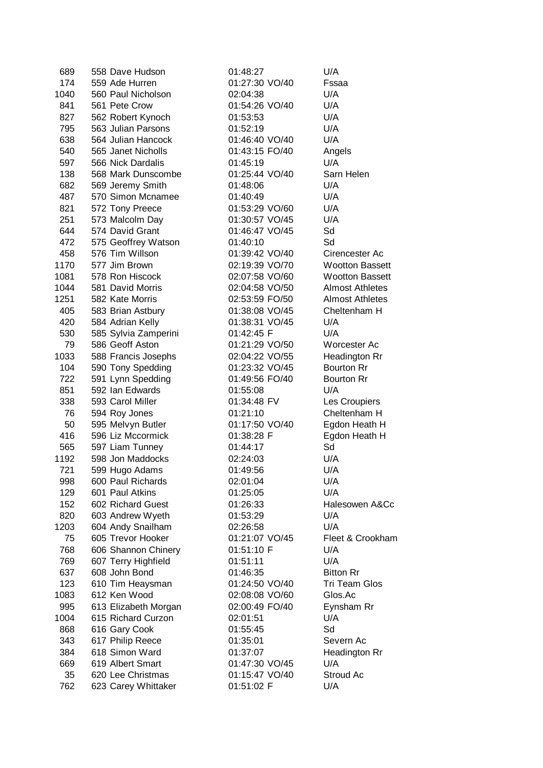| | | | | |
|---|---|---|---|---|
| 689 | 558 Dave Hudson | 01:48:27 | | U/A |
| 174 | 559 Ade Hurren | 01:27:30 | VO/40 | Fssaa |
| 1040 | 560 Paul Nicholson | 02:04:38 | | U/A |
| 841 | 561 Pete Crow | 01:54:26 | VO/40 | U/A |
| 827 | 562 Robert Kynoch | 01:53:53 | | U/A |
| 795 | 563 Julian Parsons | 01:52:19 | | U/A |
| 638 | 564 Julian Hancock | 01:46:40 | VO/40 | U/A |
| 540 | 565 Janet Nicholls | 01:43:15 | FO/40 | Angels |
| 597 | 566 Nick Dardalis | 01:45:19 | | U/A |
| 138 | 568 Mark Dunscombe | 01:25:44 | VO/40 | Sarn Helen |
| 682 | 569 Jeremy Smith | 01:48:06 | | U/A |
| 487 | 570 Simon Mcnamee | 01:40:49 | | U/A |
| 821 | 572 Tony Preece | 01:53:29 | VO/60 | U/A |
| 251 | 573 Malcolm Day | 01:30:57 | VO/45 | U/A |
| 644 | 574 David Grant | 01:46:47 | VO/45 | Sd |
| 472 | 575 Geoffrey Watson | 01:40:10 | | Sd |
| 458 | 576 Tim Willson | 01:39:42 | VO/40 | Cirencester Ac |
| 1170 | 577 Jim Brown | 02:19:39 | VO/70 | Wootton Bassett |
| 1081 | 578 Ron Hiscock | 02:07:58 | VO/60 | Wootton Bassett |
| 1044 | 581 David Morris | 02:04:58 | VO/50 | Almost Athletes |
| 1251 | 582 Kate Morris | 02:53:59 | FO/50 | Almost Athletes |
| 405 | 583 Brian Astbury | 01:38:08 | VO/45 | Cheltenham H |
| 420 | 584 Adrian Kelly | 01:38:31 | VO/45 | U/A |
| 530 | 585 Sylvia Zamperini | 01:42:45 | F | U/A |
| 79 | 586 Geoff Aston | 01:21:29 | VO/50 | Worcester Ac |
| 1033 | 588 Francis Josephs | 02:04:22 | VO/55 | Headington Rr |
| 104 | 590 Tony Spedding | 01:23:32 | VO/45 | Bourton Rr |
| 722 | 591 Lynn Spedding | 01:49:56 | FO/40 | Bourton Rr |
| 851 | 592 Ian Edwards | 01:55:08 | | U/A |
| 338 | 593 Carol Miller | 01:34:48 | FV | Les Croupiers |
| 76 | 594 Roy Jones | 01:21:10 | | Cheltenham H |
| 50 | 595 Melvyn Butler | 01:17:50 | VO/40 | Egdon Heath H |
| 416 | 596 Liz Mccormick | 01:38:28 | F | Egdon Heath H |
| 565 | 597 Liam Tunney | 01:44:17 | | Sd |
| 1192 | 598 Jon Maddocks | 02:24:03 | | U/A |
| 721 | 599 Hugo Adams | 01:49:56 | | U/A |
| 998 | 600 Paul Richards | 02:01:04 | | U/A |
| 129 | 601 Paul Atkins | 01:25:05 | | U/A |
| 152 | 602 Richard Guest | 01:26:33 | | Halesowen A&Cc |
| 820 | 603 Andrew Wyeth | 01:53:29 | | U/A |
| 1203 | 604 Andy Snailham | 02:26:58 | | U/A |
| 75 | 605 Trevor Hooker | 01:21:07 | VO/45 | Fleet & Crookham |
| 768 | 606 Shannon Chinery | 01:51:10 | F | U/A |
| 769 | 607 Terry Highfield | 01:51:11 | | U/A |
| 637 | 608 John Bond | 01:46:35 | | Bitton Rr |
| 123 | 610 Tim Heaysman | 01:24:50 | VO/40 | Tri Team Glos |
| 1083 | 612 Ken Wood | 02:08:08 | VO/60 | Glos.Ac |
| 995 | 613 Elizabeth Morgan | 02:00:49 | FO/40 | Eynsham Rr |
| 1004 | 615 Richard Curzon | 02:01:51 | | U/A |
| 868 | 616 Gary Cook | 01:55:45 | | Sd |
| 343 | 617 Philip Reece | 01:35:01 | | Severn Ac |
| 384 | 618 Simon Ward | 01:37:07 | | Headington Rr |
| 669 | 619 Albert Smart | 01:47:30 | VO/45 | U/A |
| 35 | 620 Lee Christmas | 01:15:47 | VO/40 | Stroud Ac |
| 762 | 623 Carey Whittaker | 01:51:02 | F | U/A |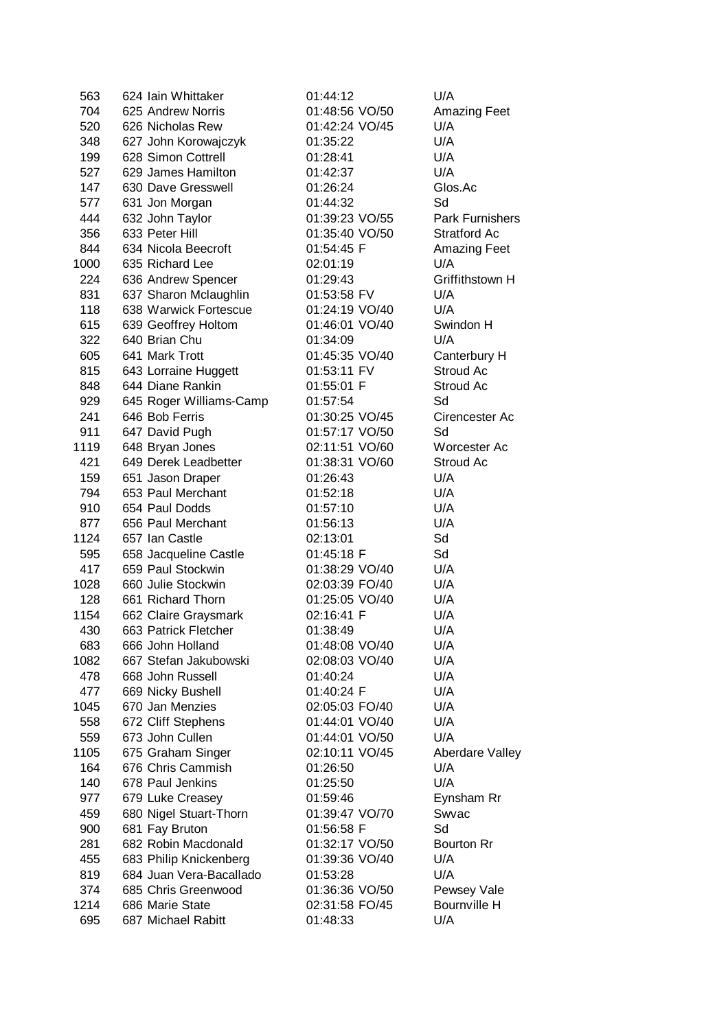| | | | | |
|---|---|---|---|---|
| 563 | 624 Iain Whittaker | 01:44:12 | | U/A |
| 704 | 625 Andrew Norris | 01:48:56 | VO/50 | Amazing Feet |
| 520 | 626 Nicholas Rew | 01:42:24 | VO/45 | U/A |
| 348 | 627 John Korowajczyk | 01:35:22 | | U/A |
| 199 | 628 Simon Cottrell | 01:28:41 | | U/A |
| 527 | 629 James Hamilton | 01:42:37 | | U/A |
| 147 | 630 Dave Gresswell | 01:26:24 | | Glos.Ac |
| 577 | 631 Jon Morgan | 01:44:32 | | Sd |
| 444 | 632 John Taylor | 01:39:23 | VO/55 | Park Furnishers |
| 356 | 633 Peter Hill | 01:35:40 | VO/50 | Stratford Ac |
| 844 | 634 Nicola Beecroft | 01:54:45 | F | Amazing Feet |
| 1000 | 635 Richard Lee | 02:01:19 | | U/A |
| 224 | 636 Andrew Spencer | 01:29:43 | | Griffithstown H |
| 831 | 637 Sharon Mclaughlin | 01:53:58 | FV | U/A |
| 118 | 638 Warwick Fortescue | 01:24:19 | VO/40 | U/A |
| 615 | 639 Geoffrey Holtom | 01:46:01 | VO/40 | Swindon H |
| 322 | 640 Brian Chu | 01:34:09 | | U/A |
| 605 | 641 Mark Trott | 01:45:35 | VO/40 | Canterbury H |
| 815 | 643 Lorraine Huggett | 01:53:11 | FV | Stroud Ac |
| 848 | 644 Diane Rankin | 01:55:01 | F | Stroud Ac |
| 929 | 645 Roger Williams-Camp | 01:57:54 | | Sd |
| 241 | 646 Bob Ferris | 01:30:25 | VO/45 | Cirencester Ac |
| 911 | 647 David Pugh | 01:57:17 | VO/50 | Sd |
| 1119 | 648 Bryan Jones | 02:11:51 | VO/60 | Worcester Ac |
| 421 | 649 Derek Leadbetter | 01:38:31 | VO/60 | Stroud Ac |
| 159 | 651 Jason Draper | 01:26:43 | | U/A |
| 794 | 653 Paul Merchant | 01:52:18 | | U/A |
| 910 | 654 Paul Dodds | 01:57:10 | | U/A |
| 877 | 656 Paul Merchant | 01:56:13 | | U/A |
| 1124 | 657 Ian Castle | 02:13:01 | | Sd |
| 595 | 658 Jacqueline Castle | 01:45:18 | F | Sd |
| 417 | 659 Paul Stockwin | 01:38:29 | VO/40 | U/A |
| 1028 | 660 Julie Stockwin | 02:03:39 | FO/40 | U/A |
| 128 | 661 Richard Thorn | 01:25:05 | VO/40 | U/A |
| 1154 | 662 Claire Graysmark | 02:16:41 | F | U/A |
| 430 | 663 Patrick Fletcher | 01:38:49 | | U/A |
| 683 | 666 John Holland | 01:48:08 | VO/40 | U/A |
| 1082 | 667 Stefan Jakubowski | 02:08:03 | VO/40 | U/A |
| 478 | 668 John Russell | 01:40:24 | | U/A |
| 477 | 669 Nicky Bushell | 01:40:24 | F | U/A |
| 1045 | 670 Jan Menzies | 02:05:03 | FO/40 | U/A |
| 558 | 672 Cliff Stephens | 01:44:01 | VO/40 | U/A |
| 559 | 673 John Cullen | 01:44:01 | VO/50 | U/A |
| 1105 | 675 Graham Singer | 02:10:11 | VO/45 | Aberdare Valley |
| 164 | 676 Chris Cammish | 01:26:50 | | U/A |
| 140 | 678 Paul Jenkins | 01:25:50 | | U/A |
| 977 | 679 Luke Creasey | 01:59:46 | | Eynsham Rr |
| 459 | 680 Nigel Stuart-Thorn | 01:39:47 | VO/70 | Swvac |
| 900 | 681 Fay Bruton | 01:56:58 | F | Sd |
| 281 | 682 Robin Macdonald | 01:32:17 | VO/50 | Bourton Rr |
| 455 | 683 Philip Knickenberg | 01:39:36 | VO/40 | U/A |
| 819 | 684 Juan Vera-Bacallado | 01:53:28 | | U/A |
| 374 | 685 Chris Greenwood | 01:36:36 | VO/50 | Pewsey Vale |
| 1214 | 686 Marie State | 02:31:58 | FO/45 | Bournville H |
| 695 | 687 Michael Rabitt | 01:48:33 | | U/A |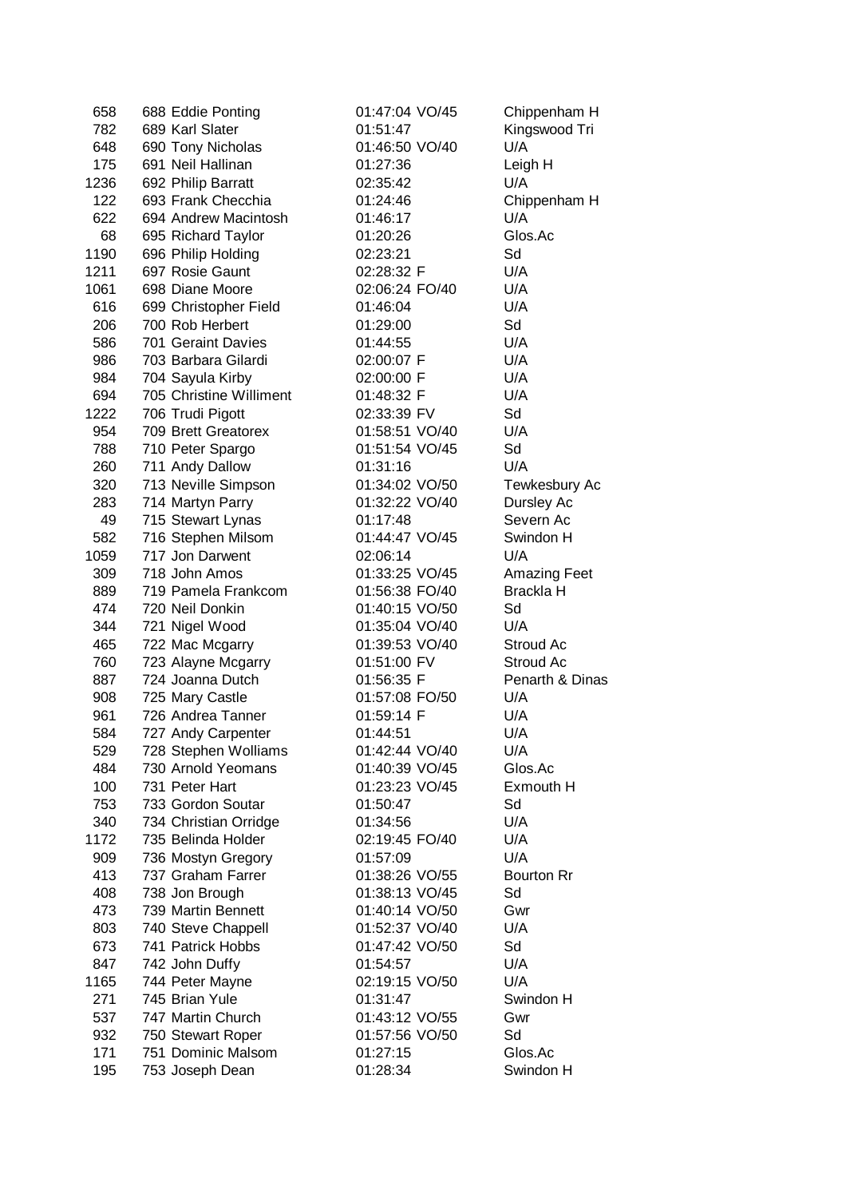| | | | | | |
|---|---|---|---|---|---|
| 658 | 688 | Eddie Ponting | 01:47:04 | VO/45 | Chippenham H |
| 782 | 689 | Karl Slater | 01:51:47 | | Kingswood Tri |
| 648 | 690 | Tony Nicholas | 01:46:50 | VO/40 | U/A |
| 175 | 691 | Neil Hallinan | 01:27:36 | | Leigh H |
| 1236 | 692 | Philip Barratt | 02:35:42 | | U/A |
| 122 | 693 | Frank Checchia | 01:24:46 | | Chippenham H |
| 622 | 694 | Andrew Macintosh | 01:46:17 | | U/A |
| 68 | 695 | Richard Taylor | 01:20:26 | | Glos.Ac |
| 1190 | 696 | Philip Holding | 02:23:21 | | Sd |
| 1211 | 697 | Rosie Gaunt | 02:28:32 | F | U/A |
| 1061 | 698 | Diane Moore | 02:06:24 | FO/40 | U/A |
| 616 | 699 | Christopher Field | 01:46:04 | | U/A |
| 206 | 700 | Rob Herbert | 01:29:00 | | Sd |
| 586 | 701 | Geraint Davies | 01:44:55 | | U/A |
| 986 | 703 | Barbara Gilardi | 02:00:07 | F | U/A |
| 984 | 704 | Sayula Kirby | 02:00:00 | F | U/A |
| 694 | 705 | Christine Williment | 01:48:32 | F | U/A |
| 1222 | 706 | Trudi Pigott | 02:33:39 | FV | Sd |
| 954 | 709 | Brett Greatorex | 01:58:51 | VO/40 | U/A |
| 788 | 710 | Peter Spargo | 01:51:54 | VO/45 | Sd |
| 260 | 711 | Andy Dallow | 01:31:16 | | U/A |
| 320 | 713 | Neville Simpson | 01:34:02 | VO/50 | Tewkesbury Ac |
| 283 | 714 | Martyn Parry | 01:32:22 | VO/40 | Dursley Ac |
| 49 | 715 | Stewart Lynas | 01:17:48 | | Severn Ac |
| 582 | 716 | Stephen Milsom | 01:44:47 | VO/45 | Swindon H |
| 1059 | 717 | Jon Darwent | 02:06:14 | | U/A |
| 309 | 718 | John Amos | 01:33:25 | VO/45 | Amazing Feet |
| 889 | 719 | Pamela Frankcom | 01:56:38 | FO/40 | Brackla H |
| 474 | 720 | Neil Donkin | 01:40:15 | VO/50 | Sd |
| 344 | 721 | Nigel Wood | 01:35:04 | VO/40 | U/A |
| 465 | 722 | Mac Mcgarry | 01:39:53 | VO/40 | Stroud Ac |
| 760 | 723 | Alayne Mcgarry | 01:51:00 | FV | Stroud Ac |
| 887 | 724 | Joanna Dutch | 01:56:35 | F | Penarth & Dinas |
| 908 | 725 | Mary Castle | 01:57:08 | FO/50 | U/A |
| 961 | 726 | Andrea Tanner | 01:59:14 | F | U/A |
| 584 | 727 | Andy Carpenter | 01:44:51 | | U/A |
| 529 | 728 | Stephen Wolliams | 01:42:44 | VO/40 | U/A |
| 484 | 730 | Arnold Yeomans | 01:40:39 | VO/45 | Glos.Ac |
| 100 | 731 | Peter Hart | 01:23:23 | VO/45 | Exmouth H |
| 753 | 733 | Gordon Soutar | 01:50:47 | | Sd |
| 340 | 734 | Christian Orridge | 01:34:56 | | U/A |
| 1172 | 735 | Belinda Holder | 02:19:45 | FO/40 | U/A |
| 909 | 736 | Mostyn Gregory | 01:57:09 | | U/A |
| 413 | 737 | Graham Farrer | 01:38:26 | VO/55 | Bourton Rr |
| 408 | 738 | Jon Brough | 01:38:13 | VO/45 | Sd |
| 473 | 739 | Martin Bennett | 01:40:14 | VO/50 | Gwr |
| 803 | 740 | Steve Chappell | 01:52:37 | VO/40 | U/A |
| 673 | 741 | Patrick Hobbs | 01:47:42 | VO/50 | Sd |
| 847 | 742 | John Duffy | 01:54:57 | | U/A |
| 1165 | 744 | Peter Mayne | 02:19:15 | VO/50 | U/A |
| 271 | 745 | Brian Yule | 01:31:47 | | Swindon H |
| 537 | 747 | Martin Church | 01:43:12 | VO/55 | Gwr |
| 932 | 750 | Stewart Roper | 01:57:56 | VO/50 | Sd |
| 171 | 751 | Dominic Malsom | 01:27:15 | | Glos.Ac |
| 195 | 753 | Joseph Dean | 01:28:34 | | Swindon H |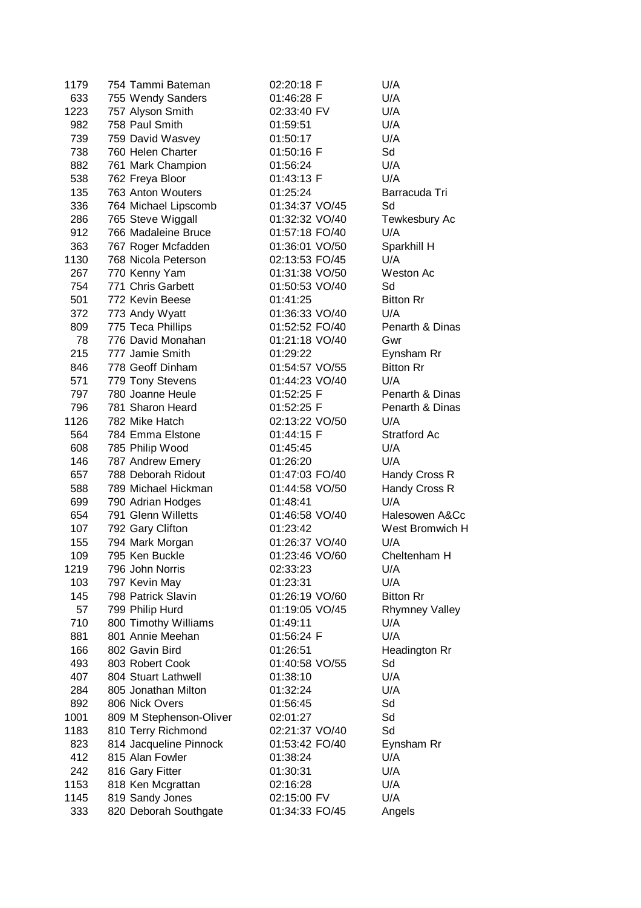| | | | | |
|---|---|---|---|---|
| 1179 | 754 Tammi Bateman | 02:20:18 | F | U/A |
| 633 | 755 Wendy Sanders | 01:46:28 | F | U/A |
| 1223 | 757 Alyson Smith | 02:33:40 | FV | U/A |
| 982 | 758 Paul Smith | 01:59:51 | | U/A |
| 739 | 759 David Wasvey | 01:50:17 | | U/A |
| 738 | 760 Helen Charter | 01:50:16 | F | Sd |
| 882 | 761 Mark Champion | 01:56:24 | | U/A |
| 538 | 762 Freya Bloor | 01:43:13 | F | U/A |
| 135 | 763 Anton Wouters | 01:25:24 | | Barracuda Tri |
| 336 | 764 Michael Lipscomb | 01:34:37 | VO/45 | Sd |
| 286 | 765 Steve Wiggall | 01:32:32 | VO/40 | Tewkesbury Ac |
| 912 | 766 Madaleine Bruce | 01:57:18 | FO/40 | U/A |
| 363 | 767 Roger Mcfadden | 01:36:01 | VO/50 | Sparkhill H |
| 1130 | 768 Nicola Peterson | 02:13:53 | FO/45 | U/A |
| 267 | 770 Kenny Yam | 01:31:38 | VO/50 | Weston Ac |
| 754 | 771 Chris Garbett | 01:50:53 | VO/40 | Sd |
| 501 | 772 Kevin Beese | 01:41:25 | | Bitton Rr |
| 372 | 773 Andy Wyatt | 01:36:33 | VO/40 | U/A |
| 809 | 775 Teca Phillips | 01:52:52 | FO/40 | Penarth & Dinas |
| 78 | 776 David Monahan | 01:21:18 | VO/40 | Gwr |
| 215 | 777 Jamie Smith | 01:29:22 | | Eynsham Rr |
| 846 | 778 Geoff Dinham | 01:54:57 | VO/55 | Bitton Rr |
| 571 | 779 Tony Stevens | 01:44:23 | VO/40 | U/A |
| 797 | 780 Joanne Heule | 01:52:25 | F | Penarth & Dinas |
| 796 | 781 Sharon Heard | 01:52:25 | F | Penarth & Dinas |
| 1126 | 782 Mike Hatch | 02:13:22 | VO/50 | U/A |
| 564 | 784 Emma Elstone | 01:44:15 | F | Stratford Ac |
| 608 | 785 Philip Wood | 01:45:45 | | U/A |
| 146 | 787 Andrew Emery | 01:26:20 | | U/A |
| 657 | 788 Deborah Ridout | 01:47:03 | FO/40 | Handy Cross R |
| 588 | 789 Michael Hickman | 01:44:58 | VO/50 | Handy Cross R |
| 699 | 790 Adrian Hodges | 01:48:41 | | U/A |
| 654 | 791 Glenn Willetts | 01:46:58 | VO/40 | Halesowen A&Cc |
| 107 | 792 Gary Clifton | 01:23:42 | | West Bromwich H |
| 155 | 794 Mark Morgan | 01:26:37 | VO/40 | U/A |
| 109 | 795 Ken Buckle | 01:23:46 | VO/60 | Cheltenham H |
| 1219 | 796 John Norris | 02:33:23 | | U/A |
| 103 | 797 Kevin May | 01:23:31 | | U/A |
| 145 | 798 Patrick Slavin | 01:26:19 | VO/60 | Bitton Rr |
| 57 | 799 Philip Hurd | 01:19:05 | VO/45 | Rhymney Valley |
| 710 | 800 Timothy Williams | 01:49:11 | | U/A |
| 881 | 801 Annie Meehan | 01:56:24 | F | U/A |
| 166 | 802 Gavin Bird | 01:26:51 | | Headington Rr |
| 493 | 803 Robert Cook | 01:40:58 | VO/55 | Sd |
| 407 | 804 Stuart Lathwell | 01:38:10 | | U/A |
| 284 | 805 Jonathan Milton | 01:32:24 | | U/A |
| 892 | 806 Nick Overs | 01:56:45 | | Sd |
| 1001 | 809 M Stephenson-Oliver | 02:01:27 | | Sd |
| 1183 | 810 Terry Richmond | 02:21:37 | VO/40 | Sd |
| 823 | 814 Jacqueline Pinnock | 01:53:42 | FO/40 | Eynsham Rr |
| 412 | 815 Alan Fowler | 01:38:24 | | U/A |
| 242 | 816 Gary Fitter | 01:30:31 | | U/A |
| 1153 | 818 Ken Mcgrattan | 02:16:28 | | U/A |
| 1145 | 819 Sandy Jones | 02:15:00 | FV | U/A |
| 333 | 820 Deborah Southgate | 01:34:33 | FO/45 | Angels |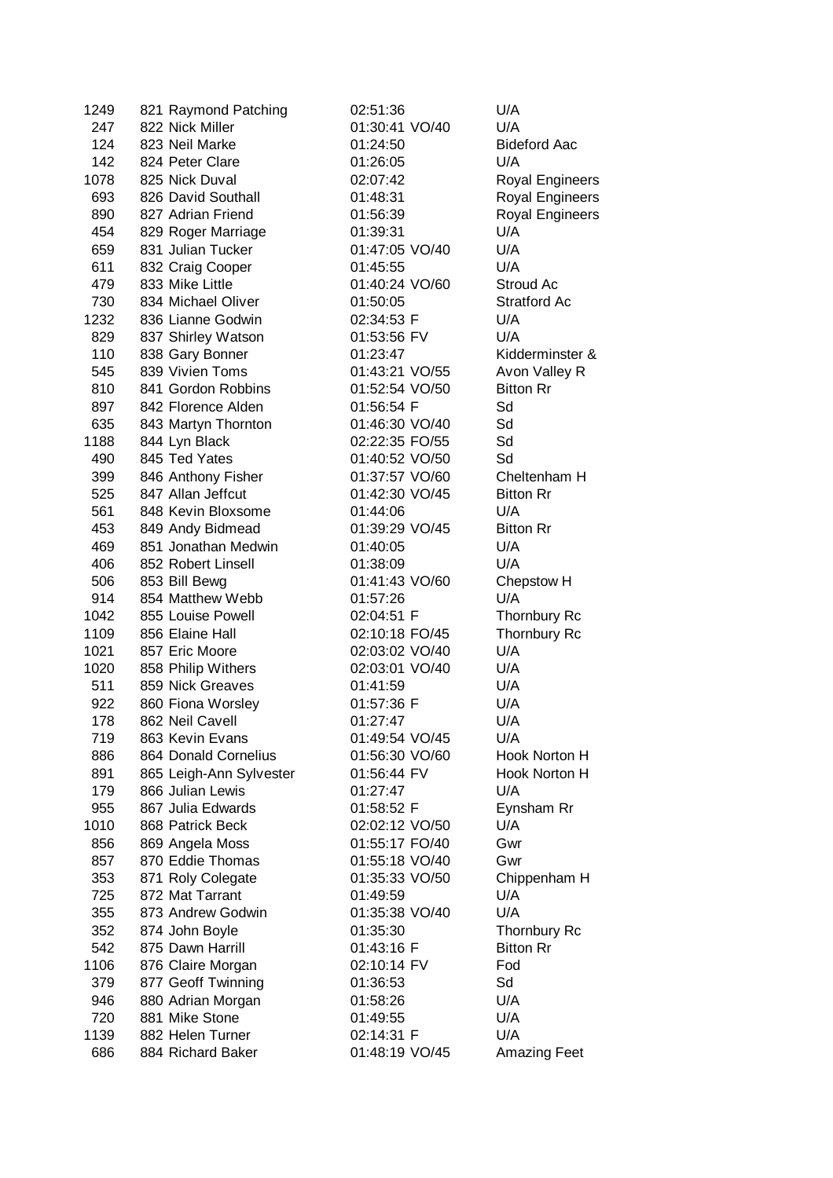| | | | | |
|---|---|---|---|---|
| 1249 | 821 Raymond Patching | 02:51:36 | | U/A |
| 247 | 822 Nick Miller | 01:30:41 | VO/40 | U/A |
| 124 | 823 Neil Marke | 01:24:50 | | Bideford Aac |
| 142 | 824 Peter Clare | 01:26:05 | | U/A |
| 1078 | 825 Nick Duval | 02:07:42 | | Royal Engineers |
| 693 | 826 David Southall | 01:48:31 | | Royal Engineers |
| 890 | 827 Adrian Friend | 01:56:39 | | Royal Engineers |
| 454 | 829 Roger Marriage | 01:39:31 | | U/A |
| 659 | 831 Julian Tucker | 01:47:05 | VO/40 | U/A |
| 611 | 832 Craig Cooper | 01:45:55 | | U/A |
| 479 | 833 Mike Little | 01:40:24 | VO/60 | Stroud Ac |
| 730 | 834 Michael Oliver | 01:50:05 | | Stratford Ac |
| 1232 | 836 Lianne Godwin | 02:34:53 | F | U/A |
| 829 | 837 Shirley Watson | 01:53:56 | FV | U/A |
| 110 | 838 Gary Bonner | 01:23:47 | | Kidderminster & |
| 545 | 839 Vivien Toms | 01:43:21 | VO/55 | Avon Valley R |
| 810 | 841 Gordon Robbins | 01:52:54 | VO/50 | Bitton Rr |
| 897 | 842 Florence Alden | 01:56:54 | F | Sd |
| 635 | 843 Martyn Thornton | 01:46:30 | VO/40 | Sd |
| 1188 | 844 Lyn Black | 02:22:35 | FO/55 | Sd |
| 490 | 845 Ted Yates | 01:40:52 | VO/50 | Sd |
| 399 | 846 Anthony Fisher | 01:37:57 | VO/60 | Cheltenham H |
| 525 | 847 Allan Jeffcut | 01:42:30 | VO/45 | Bitton Rr |
| 561 | 848 Kevin Bloxsome | 01:44:06 | | U/A |
| 453 | 849 Andy Bidmead | 01:39:29 | VO/45 | Bitton Rr |
| 469 | 851 Jonathan Medwin | 01:40:05 | | U/A |
| 406 | 852 Robert Linsell | 01:38:09 | | U/A |
| 506 | 853 Bill Bewg | 01:41:43 | VO/60 | Chepstow H |
| 914 | 854 Matthew Webb | 01:57:26 | | U/A |
| 1042 | 855 Louise Powell | 02:04:51 | F | Thornbury Rc |
| 1109 | 856 Elaine Hall | 02:10:18 | FO/45 | Thornbury Rc |
| 1021 | 857 Eric Moore | 02:03:02 | VO/40 | U/A |
| 1020 | 858 Philip Withers | 02:03:01 | VO/40 | U/A |
| 511 | 859 Nick Greaves | 01:41:59 | | U/A |
| 922 | 860 Fiona Worsley | 01:57:36 | F | U/A |
| 178 | 862 Neil Cavell | 01:27:47 | | U/A |
| 719 | 863 Kevin Evans | 01:49:54 | VO/45 | U/A |
| 886 | 864 Donald Cornelius | 01:56:30 | VO/60 | Hook Norton H |
| 891 | 865 Leigh-Ann Sylvester | 01:56:44 | FV | Hook Norton H |
| 179 | 866 Julian Lewis | 01:27:47 | | U/A |
| 955 | 867 Julia Edwards | 01:58:52 | F | Eynsham Rr |
| 1010 | 868 Patrick Beck | 02:02:12 | VO/50 | U/A |
| 856 | 869 Angela Moss | 01:55:17 | FO/40 | Gwr |
| 857 | 870 Eddie Thomas | 01:55:18 | VO/40 | Gwr |
| 353 | 871 Roly Colegate | 01:35:33 | VO/50 | Chippenham H |
| 725 | 872 Mat Tarrant | 01:49:59 | | U/A |
| 355 | 873 Andrew Godwin | 01:35:38 | VO/40 | U/A |
| 352 | 874 John Boyle | 01:35:30 | | Thornbury Rc |
| 542 | 875 Dawn Harrill | 01:43:16 | F | Bitton Rr |
| 1106 | 876 Claire Morgan | 02:10:14 | FV | Fod |
| 379 | 877 Geoff Twinning | 01:36:53 | | Sd |
| 946 | 880 Adrian Morgan | 01:58:26 | | U/A |
| 720 | 881 Mike Stone | 01:49:55 | | U/A |
| 1139 | 882 Helen Turner | 02:14:31 | F | U/A |
| 686 | 884 Richard Baker | 01:48:19 | VO/45 | Amazing Feet |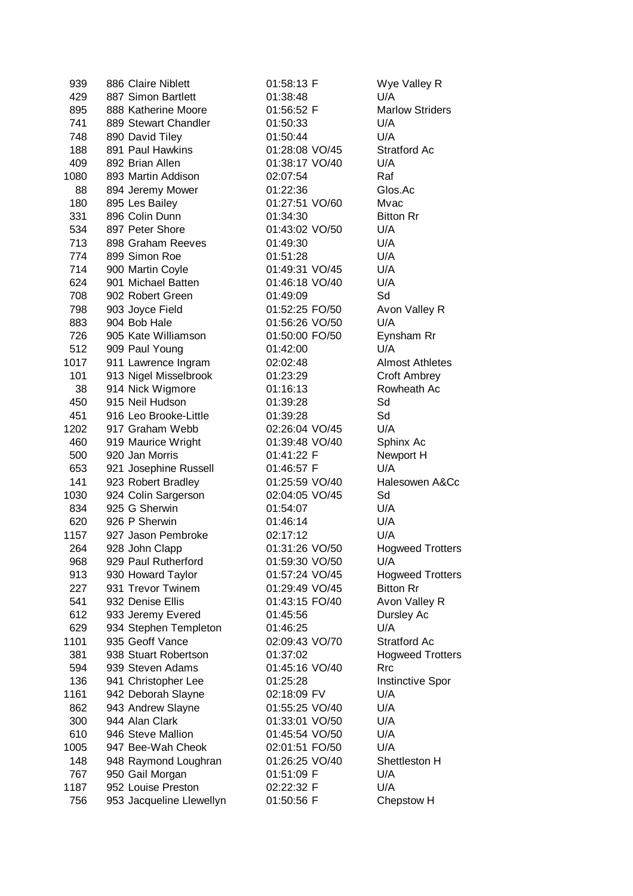| | | | | |
|---|---|---|---|---|
| 939 | 886 Claire Niblett | 01:58:13 | F | Wye Valley R |
| 429 | 887 Simon Bartlett | 01:38:48 | | U/A |
| 895 | 888 Katherine Moore | 01:56:52 | F | Marlow Striders |
| 741 | 889 Stewart Chandler | 01:50:33 | | U/A |
| 748 | 890 David Tiley | 01:50:44 | | U/A |
| 188 | 891 Paul Hawkins | 01:28:08 | VO/45 | Stratford Ac |
| 409 | 892 Brian Allen | 01:38:17 | VO/40 | U/A |
| 1080 | 893 Martin Addison | 02:07:54 | | Raf |
| 88 | 894 Jeremy Mower | 01:22:36 | | Glos.Ac |
| 180 | 895 Les Bailey | 01:27:51 | VO/60 | Mvac |
| 331 | 896 Colin Dunn | 01:34:30 | | Bitton Rr |
| 534 | 897 Peter Shore | 01:43:02 | VO/50 | U/A |
| 713 | 898 Graham Reeves | 01:49:30 | | U/A |
| 774 | 899 Simon Roe | 01:51:28 | | U/A |
| 714 | 900 Martin Coyle | 01:49:31 | VO/45 | U/A |
| 624 | 901 Michael Batten | 01:46:18 | VO/40 | U/A |
| 708 | 902 Robert Green | 01:49:09 | | Sd |
| 798 | 903 Joyce Field | 01:52:25 | FO/50 | Avon Valley R |
| 883 | 904 Bob Hale | 01:56:26 | VO/50 | U/A |
| 726 | 905 Kate Williamson | 01:50:00 | FO/50 | Eynsham Rr |
| 512 | 909 Paul Young | 01:42:00 | | U/A |
| 1017 | 911 Lawrence Ingram | 02:02:48 | | Almost Athletes |
| 101 | 913 Nigel Misselbrook | 01:23:29 | | Croft Ambrey |
| 38 | 914 Nick Wigmore | 01:16:13 | | Rowheath Ac |
| 450 | 915 Neil Hudson | 01:39:28 | | Sd |
| 451 | 916 Leo Brooke-Little | 01:39:28 | | Sd |
| 1202 | 917 Graham Webb | 02:26:04 | VO/45 | U/A |
| 460 | 919 Maurice Wright | 01:39:48 | VO/40 | Sphinx Ac |
| 500 | 920 Jan Morris | 01:41:22 | F | Newport H |
| 653 | 921 Josephine Russell | 01:46:57 | F | U/A |
| 141 | 923 Robert Bradley | 01:25:59 | VO/40 | Halesowen A&Cc |
| 1030 | 924 Colin Sargerson | 02:04:05 | VO/45 | Sd |
| 834 | 925 G Sherwin | 01:54:07 | | U/A |
| 620 | 926 P Sherwin | 01:46:14 | | U/A |
| 1157 | 927 Jason Pembroke | 02:17:12 | | U/A |
| 264 | 928 John Clapp | 01:31:26 | VO/50 | Hogweed Trotters |
| 968 | 929 Paul Rutherford | 01:59:30 | VO/50 | U/A |
| 913 | 930 Howard Taylor | 01:57:24 | VO/45 | Hogweed Trotters |
| 227 | 931 Trevor Twinem | 01:29:49 | VO/45 | Bitton Rr |
| 541 | 932 Denise Ellis | 01:43:15 | FO/40 | Avon Valley R |
| 612 | 933 Jeremy Evered | 01:45:56 | | Dursley Ac |
| 629 | 934 Stephen Templeton | 01:46:25 | | U/A |
| 1101 | 935 Geoff Vance | 02:09:43 | VO/70 | Stratford Ac |
| 381 | 938 Stuart Robertson | 01:37:02 | | Hogweed Trotters |
| 594 | 939 Steven Adams | 01:45:16 | VO/40 | Rrc |
| 136 | 941 Christopher Lee | 01:25:28 | | Instinctive Spor |
| 1161 | 942 Deborah Slayne | 02:18:09 | FV | U/A |
| 862 | 943 Andrew Slayne | 01:55:25 | VO/40 | U/A |
| 300 | 944 Alan Clark | 01:33:01 | VO/50 | U/A |
| 610 | 946 Steve Mallion | 01:45:54 | VO/50 | U/A |
| 1005 | 947 Bee-Wah Cheok | 02:01:51 | FO/50 | U/A |
| 148 | 948 Raymond Loughran | 01:26:25 | VO/40 | Shettleston H |
| 767 | 950 Gail Morgan | 01:51:09 | F | U/A |
| 1187 | 952 Louise Preston | 02:22:32 | F | U/A |
| 756 | 953 Jacqueline Llewellyn | 01:50:56 | F | Chepstow H |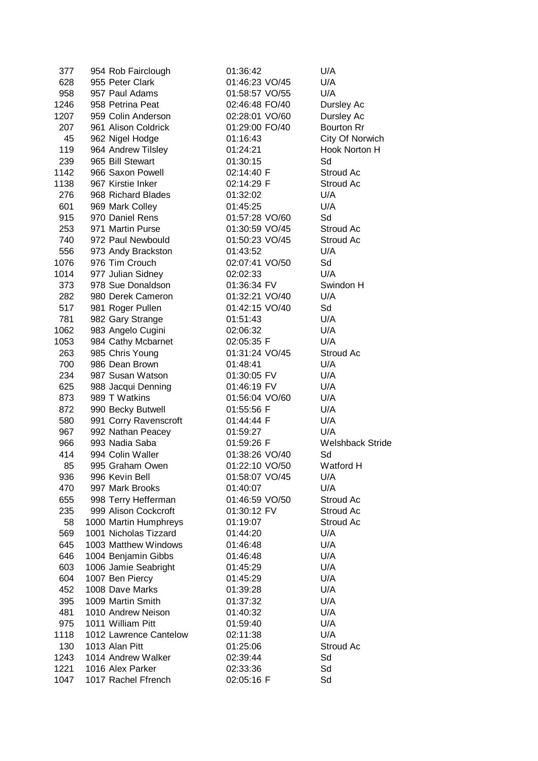| | | | | |
|---|---|---|---|---|
| 377 | 954 Rob Fairclough | 01:36:42 | | U/A |
| 628 | 955 Peter Clark | 01:46:23 | VO/45 | U/A |
| 958 | 957 Paul Adams | 01:58:57 | VO/55 | U/A |
| 1246 | 958 Petrina Peat | 02:46:48 | FO/40 | Dursley Ac |
| 1207 | 959 Colin Anderson | 02:28:01 | VO/60 | Dursley Ac |
| 207 | 961 Alison Coldrick | 01:29:00 | FO/40 | Bourton Rr |
| 45 | 962 Nigel Hodge | 01:16:43 | | City Of Norwich |
| 119 | 964 Andrew Tilsley | 01:24:21 | | Hook Norton H |
| 239 | 965 Bill Stewart | 01:30:15 | | Sd |
| 1142 | 966 Saxon Powell | 02:14:40 | F | Stroud Ac |
| 1138 | 967 Kirstie Inker | 02:14:29 | F | Stroud Ac |
| 276 | 968 Richard Blades | 01:32:02 | | U/A |
| 601 | 969 Mark Colley | 01:45:25 | | U/A |
| 915 | 970 Daniel Rens | 01:57:28 | VO/60 | Sd |
| 253 | 971 Martin Purse | 01:30:59 | VO/45 | Stroud Ac |
| 740 | 972 Paul Newbould | 01:50:23 | VO/45 | Stroud Ac |
| 556 | 973 Andy Brackston | 01:43:52 | | U/A |
| 1076 | 976 Tim Crouch | 02:07:41 | VO/50 | Sd |
| 1014 | 977 Julian Sidney | 02:02:33 | | U/A |
| 373 | 978 Sue Donaldson | 01:36:34 | FV | Swindon H |
| 282 | 980 Derek Cameron | 01:32:21 | VO/40 | U/A |
| 517 | 981 Roger Pullen | 01:42:15 | VO/40 | Sd |
| 781 | 982 Gary Strange | 01:51:43 | | U/A |
| 1062 | 983 Angelo Cugini | 02:06:32 | | U/A |
| 1053 | 984 Cathy Mcbarnet | 02:05:35 | F | U/A |
| 263 | 985 Chris Young | 01:31:24 | VO/45 | Stroud Ac |
| 700 | 986 Dean Brown | 01:48:41 | | U/A |
| 234 | 987 Susan Watson | 01:30:05 | FV | U/A |
| 625 | 988 Jacqui Denning | 01:46:19 | FV | U/A |
| 873 | 989 T Watkins | 01:56:04 | VO/60 | U/A |
| 872 | 990 Becky Butwell | 01:55:56 | F | U/A |
| 580 | 991 Corry Ravenscroft | 01:44:44 | F | U/A |
| 967 | 992 Nathan Peacey | 01:59:27 | | U/A |
| 966 | 993 Nadia Saba | 01:59:26 | F | Welshback Stride |
| 414 | 994 Colin Waller | 01:38:26 | VO/40 | Sd |
| 85 | 995 Graham Owen | 01:22:10 | VO/50 | Watford H |
| 936 | 996 Kevin Bell | 01:58:07 | VO/45 | U/A |
| 470 | 997 Mark Brooks | 01:40:07 | | U/A |
| 655 | 998 Terry Hefferman | 01:46:59 | VO/50 | Stroud Ac |
| 235 | 999 Alison Cockcroft | 01:30:12 | FV | Stroud Ac |
| 58 | 1000 Martin Humphreys | 01:19:07 | | Stroud Ac |
| 569 | 1001 Nicholas Tizzard | 01:44:20 | | U/A |
| 645 | 1003 Matthew Windows | 01:46:48 | | U/A |
| 646 | 1004 Benjamin Gibbs | 01:46:48 | | U/A |
| 603 | 1006 Jamie Seabright | 01:45:29 | | U/A |
| 604 | 1007 Ben Piercy | 01:45:29 | | U/A |
| 452 | 1008 Dave Marks | 01:39:28 | | U/A |
| 395 | 1009 Martin Smith | 01:37:32 | | U/A |
| 481 | 1010 Andrew Neison | 01:40:32 | | U/A |
| 975 | 1011 William Pitt | 01:59:40 | | U/A |
| 1118 | 1012 Lawrence Cantelow | 02:11:38 | | U/A |
| 130 | 1013 Alan Pitt | 01:25:06 | | Stroud Ac |
| 1243 | 1014 Andrew Walker | 02:39:44 | | Sd |
| 1221 | 1016 Alex Parker | 02:33:36 | | Sd |
| 1047 | 1017 Rachel Ffrench | 02:05:16 | F | Sd |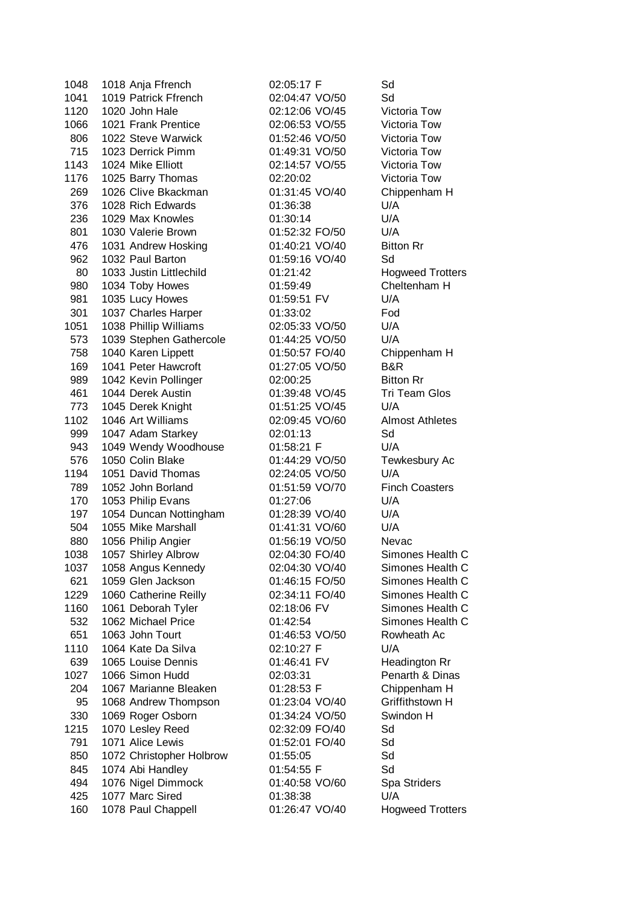| | | | | | |
|---|---|---|---|---|---|
| 1048 | 1018 | Anja Ffrench | 02:05:17 | F | Sd |
| 1041 | 1019 | Patrick Ffrench | 02:04:47 | VO/50 | Sd |
| 1120 | 1020 | John Hale | 02:12:06 | VO/45 | Victoria Tow |
| 1066 | 1021 | Frank Prentice | 02:06:53 | VO/55 | Victoria Tow |
| 806 | 1022 | Steve Warwick | 01:52:46 | VO/50 | Victoria Tow |
| 715 | 1023 | Derrick Pimm | 01:49:31 | VO/50 | Victoria Tow |
| 1143 | 1024 | Mike Elliott | 02:14:57 | VO/55 | Victoria Tow |
| 1176 | 1025 | Barry Thomas | 02:20:02 | | Victoria Tow |
| 269 | 1026 | Clive Bkackman | 01:31:45 | VO/40 | Chippenham H |
| 376 | 1028 | Rich Edwards | 01:36:38 | | U/A |
| 236 | 1029 | Max Knowles | 01:30:14 | | U/A |
| 801 | 1030 | Valerie Brown | 01:52:32 | FO/50 | U/A |
| 476 | 1031 | Andrew Hosking | 01:40:21 | VO/40 | Bitton Rr |
| 962 | 1032 | Paul Barton | 01:59:16 | VO/40 | Sd |
| 80 | 1033 | Justin Littlechild | 01:21:42 | | Hogweed Trotters |
| 980 | 1034 | Toby Howes | 01:59:49 | | Cheltenham H |
| 981 | 1035 | Lucy Howes | 01:59:51 | FV | U/A |
| 301 | 1037 | Charles Harper | 01:33:02 | | Fod |
| 1051 | 1038 | Phillip Williams | 02:05:33 | VO/50 | U/A |
| 573 | 1039 | Stephen Gathercole | 01:44:25 | VO/50 | U/A |
| 758 | 1040 | Karen Lippett | 01:50:57 | FO/40 | Chippenham H |
| 169 | 1041 | Peter Hawcroft | 01:27:05 | VO/50 | B&R |
| 989 | 1042 | Kevin Pollinger | 02:00:25 | | Bitton Rr |
| 461 | 1044 | Derek Austin | 01:39:48 | VO/45 | Tri Team Glos |
| 773 | 1045 | Derek Knight | 01:51:25 | VO/45 | U/A |
| 1102 | 1046 | Art Williams | 02:09:45 | VO/60 | Almost Athletes |
| 999 | 1047 | Adam Starkey | 02:01:13 | | Sd |
| 943 | 1049 | Wendy Woodhouse | 01:58:21 | F | U/A |
| 576 | 1050 | Colin Blake | 01:44:29 | VO/50 | Tewkesbury Ac |
| 1194 | 1051 | David Thomas | 02:24:05 | VO/50 | U/A |
| 789 | 1052 | John Borland | 01:51:59 | VO/70 | Finch Coasters |
| 170 | 1053 | Philip Evans | 01:27:06 | | U/A |
| 197 | 1054 | Duncan Nottingham | 01:28:39 | VO/40 | U/A |
| 504 | 1055 | Mike Marshall | 01:41:31 | VO/60 | U/A |
| 880 | 1056 | Philip Angier | 01:56:19 | VO/50 | Nevac |
| 1038 | 1057 | Shirley Albrow | 02:04:30 | FO/40 | Simones Health C |
| 1037 | 1058 | Angus Kennedy | 02:04:30 | VO/40 | Simones Health C |
| 621 | 1059 | Glen Jackson | 01:46:15 | FO/50 | Simones Health C |
| 1229 | 1060 | Catherine Reilly | 02:34:11 | FO/40 | Simones Health C |
| 1160 | 1061 | Deborah Tyler | 02:18:06 | FV | Simones Health C |
| 532 | 1062 | Michael Price | 01:42:54 | | Simones Health C |
| 651 | 1063 | John Tourt | 01:46:53 | VO/50 | Rowheath Ac |
| 1110 | 1064 | Kate Da Silva | 02:10:27 | F | U/A |
| 639 | 1065 | Louise Dennis | 01:46:41 | FV | Headington Rr |
| 1027 | 1066 | Simon Hudd | 02:03:31 | | Penarth & Dinas |
| 204 | 1067 | Marianne Bleaken | 01:28:53 | F | Chippenham H |
| 95 | 1068 | Andrew Thompson | 01:23:04 | VO/40 | Griffithstown H |
| 330 | 1069 | Roger Osborn | 01:34:24 | VO/50 | Swindon H |
| 1215 | 1070 | Lesley Reed | 02:32:09 | FO/40 | Sd |
| 791 | 1071 | Alice Lewis | 01:52:01 | FO/40 | Sd |
| 850 | 1072 | Christopher Holbrow | 01:55:05 | | Sd |
| 845 | 1074 | Abi Handley | 01:54:55 | F | Sd |
| 494 | 1076 | Nigel Dimmock | 01:40:58 | VO/60 | Spa Striders |
| 425 | 1077 | Marc Sired | 01:38:38 | | U/A |
| 160 | 1078 | Paul Chappell | 01:26:47 | VO/40 | Hogweed Trotters |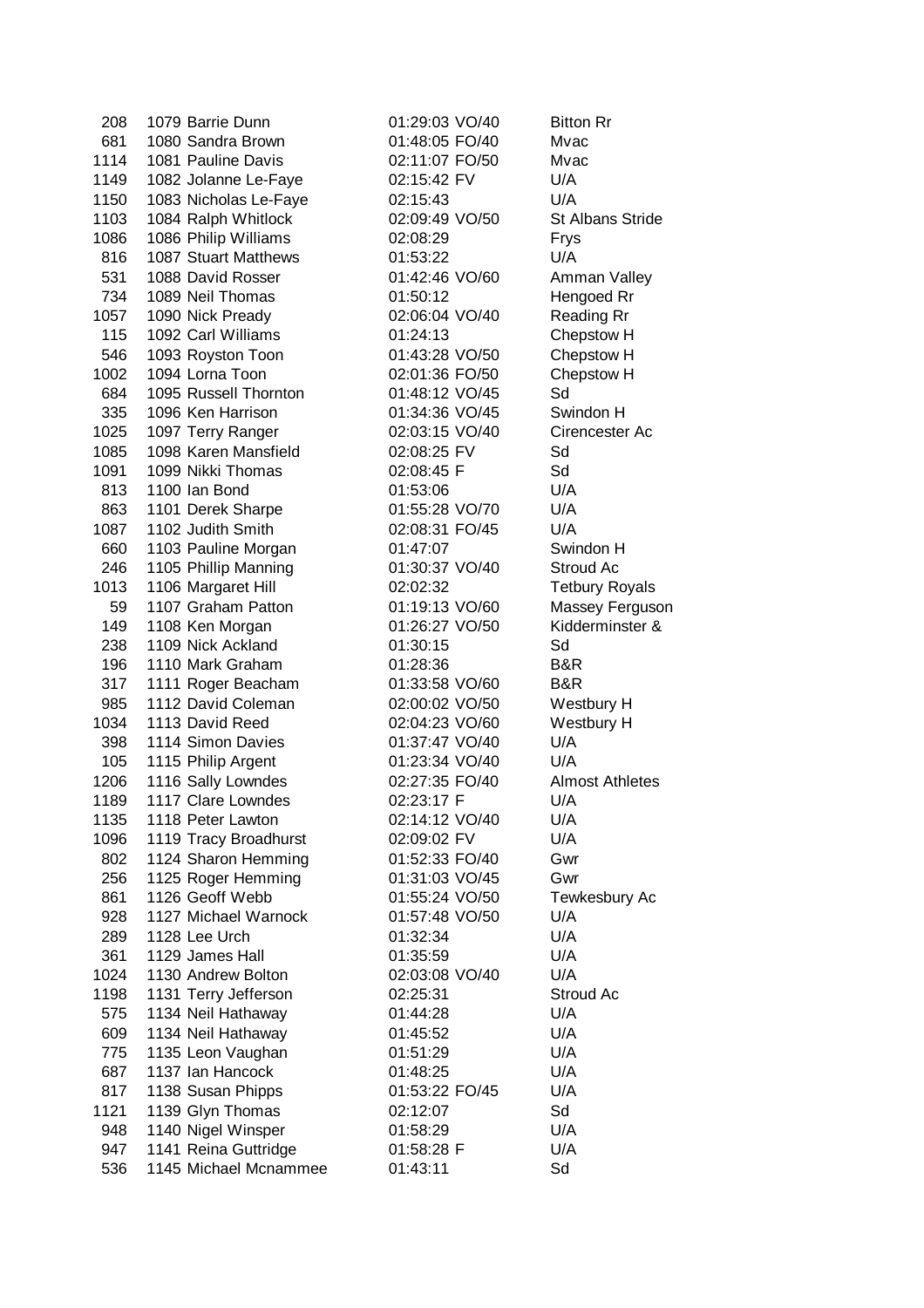| | | | | | |
|---|---|---|---|---|---|
| 208 | 1079 | Barrie Dunn | 01:29:03 | VO/40 | Bitton Rr |
| 681 | 1080 | Sandra Brown | 01:48:05 | FO/40 | Mvac |
| 1114 | 1081 | Pauline Davis | 02:11:07 | FO/50 | Mvac |
| 1149 | 1082 | Jolanne Le-Faye | 02:15:42 | FV | U/A |
| 1150 | 1083 | Nicholas Le-Faye | 02:15:43 | | U/A |
| 1103 | 1084 | Ralph Whitlock | 02:09:49 | VO/50 | St Albans Stride |
| 1086 | 1086 | Philip Williams | 02:08:29 | | Frys |
| 816 | 1087 | Stuart Matthews | 01:53:22 | | U/A |
| 531 | 1088 | David Rosser | 01:42:46 | VO/60 | Amman Valley |
| 734 | 1089 | Neil Thomas | 01:50:12 | | Hengoed Rr |
| 1057 | 1090 | Nick Pready | 02:06:04 | VO/40 | Reading Rr |
| 115 | 1092 | Carl Williams | 01:24:13 | | Chepstow H |
| 546 | 1093 | Royston Toon | 01:43:28 | VO/50 | Chepstow H |
| 1002 | 1094 | Lorna Toon | 02:01:36 | FO/50 | Chepstow H |
| 684 | 1095 | Russell Thornton | 01:48:12 | VO/45 | Sd |
| 335 | 1096 | Ken Harrison | 01:34:36 | VO/45 | Swindon H |
| 1025 | 1097 | Terry Ranger | 02:03:15 | VO/40 | Cirencester Ac |
| 1085 | 1098 | Karen Mansfield | 02:08:25 | FV | Sd |
| 1091 | 1099 | Nikki Thomas | 02:08:45 | F | Sd |
| 813 | 1100 | Ian Bond | 01:53:06 | | U/A |
| 863 | 1101 | Derek Sharpe | 01:55:28 | VO/70 | U/A |
| 1087 | 1102 | Judith Smith | 02:08:31 | FO/45 | U/A |
| 660 | 1103 | Pauline Morgan | 01:47:07 | | Swindon H |
| 246 | 1105 | Phillip Manning | 01:30:37 | VO/40 | Stroud Ac |
| 1013 | 1106 | Margaret Hill | 02:02:32 | | Tetbury Royals |
| 59 | 1107 | Graham Patton | 01:19:13 | VO/60 | Massey Ferguson |
| 149 | 1108 | Ken Morgan | 01:26:27 | VO/50 | Kidderminster & |
| 238 | 1109 | Nick Ackland | 01:30:15 | | Sd |
| 196 | 1110 | Mark Graham | 01:28:36 | | B&R |
| 317 | 1111 | Roger Beacham | 01:33:58 | VO/60 | B&R |
| 985 | 1112 | David Coleman | 02:00:02 | VO/50 | Westbury H |
| 1034 | 1113 | David Reed | 02:04:23 | VO/60 | Westbury H |
| 398 | 1114 | Simon Davies | 01:37:47 | VO/40 | U/A |
| 105 | 1115 | Philip Argent | 01:23:34 | VO/40 | U/A |
| 1206 | 1116 | Sally Lowndes | 02:27:35 | FO/40 | Almost Athletes |
| 1189 | 1117 | Clare Lowndes | 02:23:17 | F | U/A |
| 1135 | 1118 | Peter Lawton | 02:14:12 | VO/40 | U/A |
| 1096 | 1119 | Tracy Broadhurst | 02:09:02 | FV | U/A |
| 802 | 1124 | Sharon Hemming | 01:52:33 | FO/40 | Gwr |
| 256 | 1125 | Roger Hemming | 01:31:03 | VO/45 | Gwr |
| 861 | 1126 | Geoff Webb | 01:55:24 | VO/50 | Tewkesbury Ac |
| 928 | 1127 | Michael Warnock | 01:57:48 | VO/50 | U/A |
| 289 | 1128 | Lee Urch | 01:32:34 | | U/A |
| 361 | 1129 | James Hall | 01:35:59 | | U/A |
| 1024 | 1130 | Andrew Bolton | 02:03:08 | VO/40 | U/A |
| 1198 | 1131 | Terry Jefferson | 02:25:31 | | Stroud Ac |
| 575 | 1134 | Neil Hathaway | 01:44:28 | | U/A |
| 609 | 1134 | Neil Hathaway | 01:45:52 | | U/A |
| 775 | 1135 | Leon Vaughan | 01:51:29 | | U/A |
| 687 | 1137 | Ian Hancock | 01:48:25 | | U/A |
| 817 | 1138 | Susan Phipps | 01:53:22 | FO/45 | U/A |
| 1121 | 1139 | Glyn Thomas | 02:12:07 | | Sd |
| 948 | 1140 | Nigel Winsper | 01:58:29 | | U/A |
| 947 | 1141 | Reina Guttridge | 01:58:28 | F | U/A |
| 536 | 1145 | Michael Mcnammee | 01:43:11 | | Sd |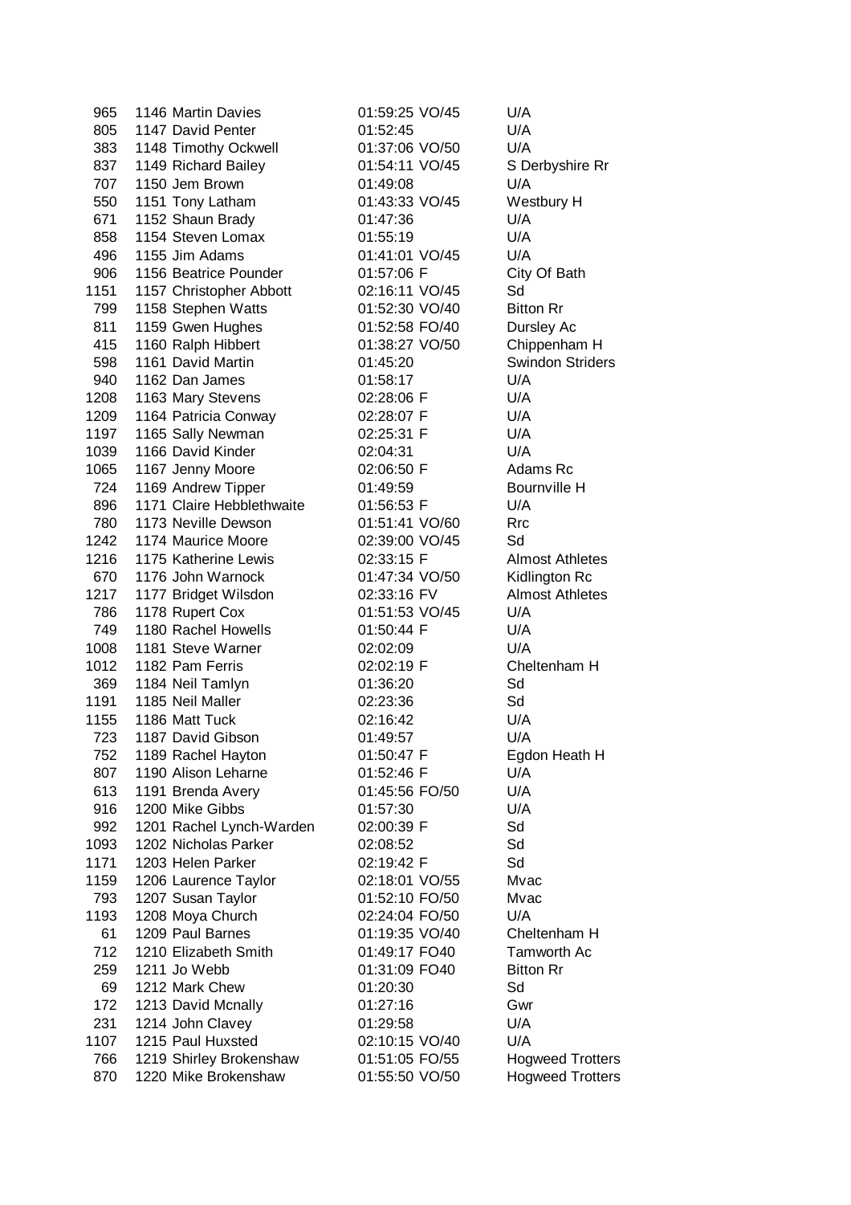| | | | | | |
|---|---|---|---|---|---|
| 965 | 1146 | Martin Davies | 01:59:25 | VO/45 | U/A |
| 805 | 1147 | David Penter | 01:52:45 | | U/A |
| 383 | 1148 | Timothy Ockwell | 01:37:06 | VO/50 | U/A |
| 837 | 1149 | Richard Bailey | 01:54:11 | VO/45 | S Derbyshire Rr |
| 707 | 1150 | Jem Brown | 01:49:08 | | U/A |
| 550 | 1151 | Tony Latham | 01:43:33 | VO/45 | Westbury H |
| 671 | 1152 | Shaun Brady | 01:47:36 | | U/A |
| 858 | 1154 | Steven Lomax | 01:55:19 | | U/A |
| 496 | 1155 | Jim Adams | 01:41:01 | VO/45 | U/A |
| 906 | 1156 | Beatrice Pounder | 01:57:06 | F | City Of Bath |
| 1151 | 1157 | Christopher Abbott | 02:16:11 | VO/45 | Sd |
| 799 | 1158 | Stephen Watts | 01:52:30 | VO/40 | Bitton Rr |
| 811 | 1159 | Gwen Hughes | 01:52:58 | FO/40 | Dursley Ac |
| 415 | 1160 | Ralph Hibbert | 01:38:27 | VO/50 | Chippenham H |
| 598 | 1161 | David Martin | 01:45:20 | | Swindon Striders |
| 940 | 1162 | Dan James | 01:58:17 | | U/A |
| 1208 | 1163 | Mary Stevens | 02:28:06 | F | U/A |
| 1209 | 1164 | Patricia Conway | 02:28:07 | F | U/A |
| 1197 | 1165 | Sally Newman | 02:25:31 | F | U/A |
| 1039 | 1166 | David Kinder | 02:04:31 | | U/A |
| 1065 | 1167 | Jenny Moore | 02:06:50 | F | Adams Rc |
| 724 | 1169 | Andrew Tipper | 01:49:59 | | Bournville H |
| 896 | 1171 | Claire Hebblethwaite | 01:56:53 | F | U/A |
| 780 | 1173 | Neville Dewson | 01:51:41 | VO/60 | Rrc |
| 1242 | 1174 | Maurice Moore | 02:39:00 | VO/45 | Sd |
| 1216 | 1175 | Katherine Lewis | 02:33:15 | F | Almost Athletes |
| 670 | 1176 | John Warnock | 01:47:34 | VO/50 | Kidlington Rc |
| 1217 | 1177 | Bridget Wilsdon | 02:33:16 | FV | Almost Athletes |
| 786 | 1178 | Rupert Cox | 01:51:53 | VO/45 | U/A |
| 749 | 1180 | Rachel Howells | 01:50:44 | F | U/A |
| 1008 | 1181 | Steve Warner | 02:02:09 | | U/A |
| 1012 | 1182 | Pam Ferris | 02:02:19 | F | Cheltenham H |
| 369 | 1184 | Neil Tamlyn | 01:36:20 | | Sd |
| 1191 | 1185 | Neil Maller | 02:23:36 | | Sd |
| 1155 | 1186 | Matt Tuck | 02:16:42 | | U/A |
| 723 | 1187 | David Gibson | 01:49:57 | | U/A |
| 752 | 1189 | Rachel Hayton | 01:50:47 | F | Egdon Heath H |
| 807 | 1190 | Alison Leharne | 01:52:46 | F | U/A |
| 613 | 1191 | Brenda Avery | 01:45:56 | FO/50 | U/A |
| 916 | 1200 | Mike Gibbs | 01:57:30 | | U/A |
| 992 | 1201 | Rachel Lynch-Warden | 02:00:39 | F | Sd |
| 1093 | 1202 | Nicholas Parker | 02:08:52 | | Sd |
| 1171 | 1203 | Helen Parker | 02:19:42 | F | Sd |
| 1159 | 1206 | Laurence Taylor | 02:18:01 | VO/55 | Mvac |
| 793 | 1207 | Susan Taylor | 01:52:10 | FO/50 | Mvac |
| 1193 | 1208 | Moya Church | 02:24:04 | FO/50 | U/A |
| 61 | 1209 | Paul Barnes | 01:19:35 | VO/40 | Cheltenham H |
| 712 | 1210 | Elizabeth Smith | 01:49:17 | FO40 | Tamworth Ac |
| 259 | 1211 | Jo Webb | 01:31:09 | FO40 | Bitton Rr |
| 69 | 1212 | Mark Chew | 01:20:30 | | Sd |
| 172 | 1213 | David Mcnally | 01:27:16 | | Gwr |
| 231 | 1214 | John Clavey | 01:29:58 | | U/A |
| 1107 | 1215 | Paul Huxsted | 02:10:15 | VO/40 | U/A |
| 766 | 1219 | Shirley Brokenshaw | 01:51:05 | FO/55 | Hogweed Trotters |
| 870 | 1220 | Mike Brokenshaw | 01:55:50 | VO/50 | Hogweed Trotters |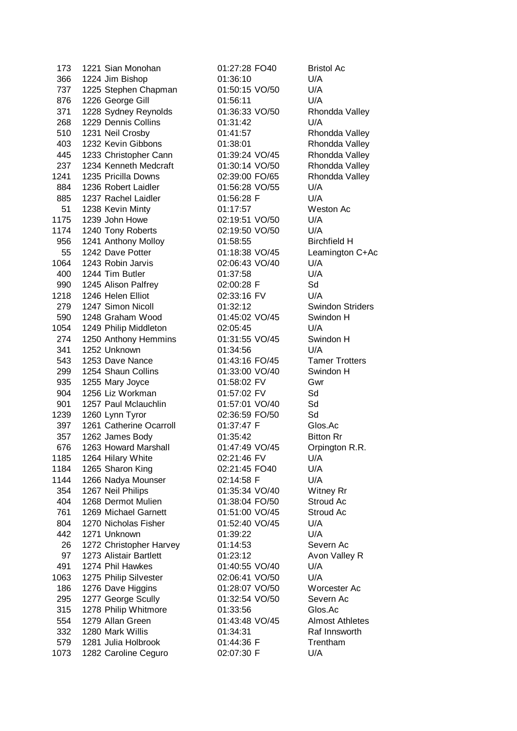| | | | | | |
|---|---|---|---|---|---|
| 173 | 1221 | Sian Monohan | 01:27:28 | FO40 | Bristol Ac |
| 366 | 1224 | Jim Bishop | 01:36:10 | | U/A |
| 737 | 1225 | Stephen Chapman | 01:50:15 | VO/50 | U/A |
| 876 | 1226 | George Gill | 01:56:11 | | U/A |
| 371 | 1228 | Sydney Reynolds | 01:36:33 | VO/50 | Rhondda Valley |
| 268 | 1229 | Dennis Collins | 01:31:42 | | U/A |
| 510 | 1231 | Neil Crosby | 01:41:57 | | Rhondda Valley |
| 403 | 1232 | Kevin Gibbons | 01:38:01 | | Rhondda Valley |
| 445 | 1233 | Christopher Cann | 01:39:24 | VO/45 | Rhondda Valley |
| 237 | 1234 | Kenneth Medcraft | 01:30:14 | VO/50 | Rhondda Valley |
| 1241 | 1235 | Pricilla Downs | 02:39:00 | FO/65 | Rhondda Valley |
| 884 | 1236 | Robert Laidler | 01:56:28 | VO/55 | U/A |
| 885 | 1237 | Rachel Laidler | 01:56:28 | F | U/A |
| 51 | 1238 | Kevin Minty | 01:17:57 | | Weston Ac |
| 1175 | 1239 | John Howe | 02:19:51 | VO/50 | U/A |
| 1174 | 1240 | Tony Roberts | 02:19:50 | VO/50 | U/A |
| 956 | 1241 | Anthony Molloy | 01:58:55 | | Birchfield H |
| 55 | 1242 | Dave Potter | 01:18:38 | VO/45 | Leamington C+Ac |
| 1064 | 1243 | Robin Jarvis | 02:06:43 | VO/40 | U/A |
| 400 | 1244 | Tim Butler | 01:37:58 | | U/A |
| 990 | 1245 | Alison Palfrey | 02:00:28 | F | Sd |
| 1218 | 1246 | Helen Elliot | 02:33:16 | FV | U/A |
| 279 | 1247 | Simon Nicoll | 01:32:12 | | Swindon Striders |
| 590 | 1248 | Graham Wood | 01:45:02 | VO/45 | Swindon H |
| 1054 | 1249 | Philip Middleton | 02:05:45 | | U/A |
| 274 | 1250 | Anthony Hemmins | 01:31:55 | VO/45 | Swindon H |
| 341 | 1252 | Unknown | 01:34:56 | | U/A |
| 543 | 1253 | Dave Nance | 01:43:16 | FO/45 | Tamer Trotters |
| 299 | 1254 | Shaun Collins | 01:33:00 | VO/40 | Swindon H |
| 935 | 1255 | Mary Joyce | 01:58:02 | FV | Gwr |
| 904 | 1256 | Liz Workman | 01:57:02 | FV | Sd |
| 901 | 1257 | Paul Mclauchlin | 01:57:01 | VO/40 | Sd |
| 1239 | 1260 | Lynn Tyror | 02:36:59 | FO/50 | Sd |
| 397 | 1261 | Catherine Ocarroll | 01:37:47 | F | Glos.Ac |
| 357 | 1262 | James Body | 01:35:42 | | Bitton Rr |
| 676 | 1263 | Howard Marshall | 01:47:49 | VO/45 | Orpington R.R. |
| 1185 | 1264 | Hilary White | 02:21:46 | FV | U/A |
| 1184 | 1265 | Sharon King | 02:21:45 | FO40 | U/A |
| 1144 | 1266 | Nadya Mounser | 02:14:58 | F | U/A |
| 354 | 1267 | Neil Philips | 01:35:34 | VO/40 | Witney Rr |
| 404 | 1268 | Dermot Mulien | 01:38:04 | FO/50 | Stroud Ac |
| 761 | 1269 | Michael Garnett | 01:51:00 | VO/45 | Stroud Ac |
| 804 | 1270 | Nicholas Fisher | 01:52:40 | VO/45 | U/A |
| 442 | 1271 | Unknown | 01:39:22 | | U/A |
| 26 | 1272 | Christopher Harvey | 01:14:53 | | Severn Ac |
| 97 | 1273 | Alistair Bartlett | 01:23:12 | | Avon Valley R |
| 491 | 1274 | Phil Hawkes | 01:40:55 | VO/40 | U/A |
| 1063 | 1275 | Philip Silvester | 02:06:41 | VO/50 | U/A |
| 186 | 1276 | Dave Higgins | 01:28:07 | VO/50 | Worcester Ac |
| 295 | 1277 | George Scully | 01:32:54 | VO/50 | Severn Ac |
| 315 | 1278 | Philip Whitmore | 01:33:56 | | Glos.Ac |
| 554 | 1279 | Allan Green | 01:43:48 | VO/45 | Almost Athletes |
| 332 | 1280 | Mark Willis | 01:34:31 | | Raf Innsworth |
| 579 | 1281 | Julia Holbrook | 01:44:36 | F | Trentham |
| 1073 | 1282 | Caroline Ceguro | 02:07:30 | F | U/A |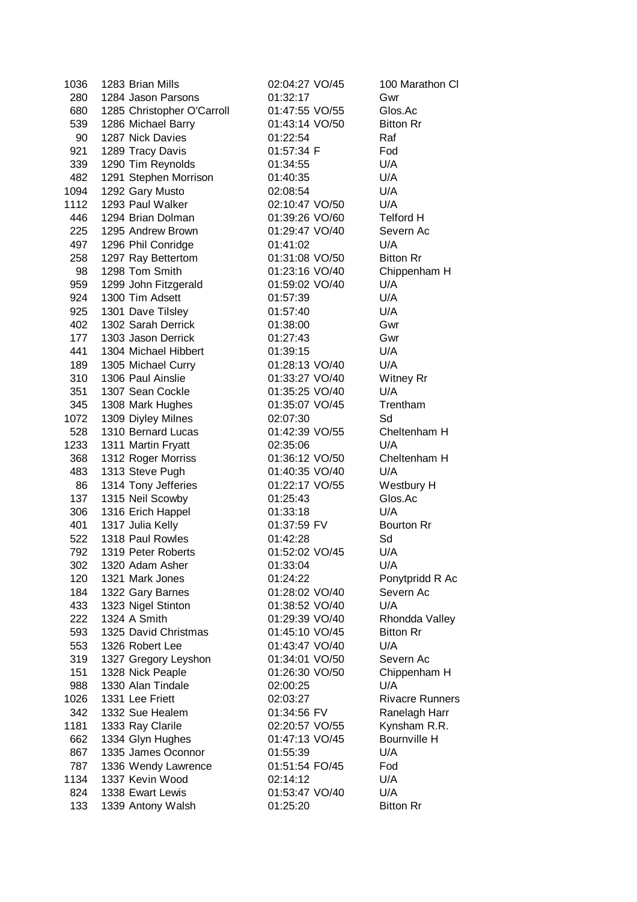| | | | | | |
|---|---|---|---|---|---|
| 1036 | 1283 | Brian Mills | 02:04:27 | VO/45 | 100 Marathon Cl |
| 280 | 1284 | Jason Parsons | 01:32:17 | | Gwr |
| 680 | 1285 | Christopher O'Carroll | 01:47:55 | VO/55 | Glos.Ac |
| 539 | 1286 | Michael Barry | 01:43:14 | VO/50 | Bitton Rr |
| 90 | 1287 | Nick Davies | 01:22:54 | | Raf |
| 921 | 1289 | Tracy Davis | 01:57:34 | F | Fod |
| 339 | 1290 | Tim Reynolds | 01:34:55 | | U/A |
| 482 | 1291 | Stephen Morrison | 01:40:35 | | U/A |
| 1094 | 1292 | Gary Musto | 02:08:54 | | U/A |
| 1112 | 1293 | Paul Walker | 02:10:47 | VO/50 | U/A |
| 446 | 1294 | Brian Dolman | 01:39:26 | VO/60 | Telford H |
| 225 | 1295 | Andrew Brown | 01:29:47 | VO/40 | Severn Ac |
| 497 | 1296 | Phil Conridge | 01:41:02 | | U/A |
| 258 | 1297 | Ray Bettertom | 01:31:08 | VO/50 | Bitton Rr |
| 98 | 1298 | Tom Smith | 01:23:16 | VO/40 | Chippenham H |
| 959 | 1299 | John Fitzgerald | 01:59:02 | VO/40 | U/A |
| 924 | 1300 | Tim Adsett | 01:57:39 | | U/A |
| 925 | 1301 | Dave Tilsley | 01:57:40 | | U/A |
| 402 | 1302 | Sarah Derrick | 01:38:00 | | Gwr |
| 177 | 1303 | Jason Derrick | 01:27:43 | | Gwr |
| 441 | 1304 | Michael Hibbert | 01:39:15 | | U/A |
| 189 | 1305 | Michael Curry | 01:28:13 | VO/40 | U/A |
| 310 | 1306 | Paul Ainslie | 01:33:27 | VO/40 | Witney Rr |
| 351 | 1307 | Sean Cockle | 01:35:25 | VO/40 | U/A |
| 345 | 1308 | Mark Hughes | 01:35:07 | VO/45 | Trentham |
| 1072 | 1309 | Diyley Milnes | 02:07:30 | | Sd |
| 528 | 1310 | Bernard Lucas | 01:42:39 | VO/55 | Cheltenham H |
| 1233 | 1311 | Martin Fryatt | 02:35:06 | | U/A |
| 368 | 1312 | Roger Morriss | 01:36:12 | VO/50 | Cheltenham H |
| 483 | 1313 | Steve Pugh | 01:40:35 | VO/40 | U/A |
| 86 | 1314 | Tony Jefferies | 01:22:17 | VO/55 | Westbury H |
| 137 | 1315 | Neil Scowby | 01:25:43 | | Glos.Ac |
| 306 | 1316 | Erich Happel | 01:33:18 | | U/A |
| 401 | 1317 | Julia Kelly | 01:37:59 | FV | Bourton Rr |
| 522 | 1318 | Paul Rowles | 01:42:28 | | Sd |
| 792 | 1319 | Peter Roberts | 01:52:02 | VO/45 | U/A |
| 302 | 1320 | Adam Asher | 01:33:04 | | U/A |
| 120 | 1321 | Mark Jones | 01:24:22 | | Ponytpridd R Ac |
| 184 | 1322 | Gary Barnes | 01:28:02 | VO/40 | Severn Ac |
| 433 | 1323 | Nigel Stinton | 01:38:52 | VO/40 | U/A |
| 222 | 1324 | A Smith | 01:29:39 | VO/40 | Rhondda Valley |
| 593 | 1325 | David Christmas | 01:45:10 | VO/45 | Bitton Rr |
| 553 | 1326 | Robert Lee | 01:43:47 | VO/40 | U/A |
| 319 | 1327 | Gregory Leyshon | 01:34:01 | VO/50 | Severn Ac |
| 151 | 1328 | Nick Peaple | 01:26:30 | VO/50 | Chippenham H |
| 988 | 1330 | Alan Tindale | 02:00:25 | | U/A |
| 1026 | 1331 | Lee Friett | 02:03:27 | | Rivacre Runners |
| 342 | 1332 | Sue Healem | 01:34:56 | FV | Ranelagh Harr |
| 1181 | 1333 | Ray Clarile | 02:20:57 | VO/55 | Kynsham R.R. |
| 662 | 1334 | Glyn Hughes | 01:47:13 | VO/45 | Bournville H |
| 867 | 1335 | James Oconnor | 01:55:39 | | U/A |
| 787 | 1336 | Wendy Lawrence | 01:51:54 | FO/45 | Fod |
| 1134 | 1337 | Kevin Wood | 02:14:12 | | U/A |
| 824 | 1338 | Ewart Lewis | 01:53:47 | VO/40 | U/A |
| 133 | 1339 | Antony Walsh | 01:25:20 | | Bitton Rr |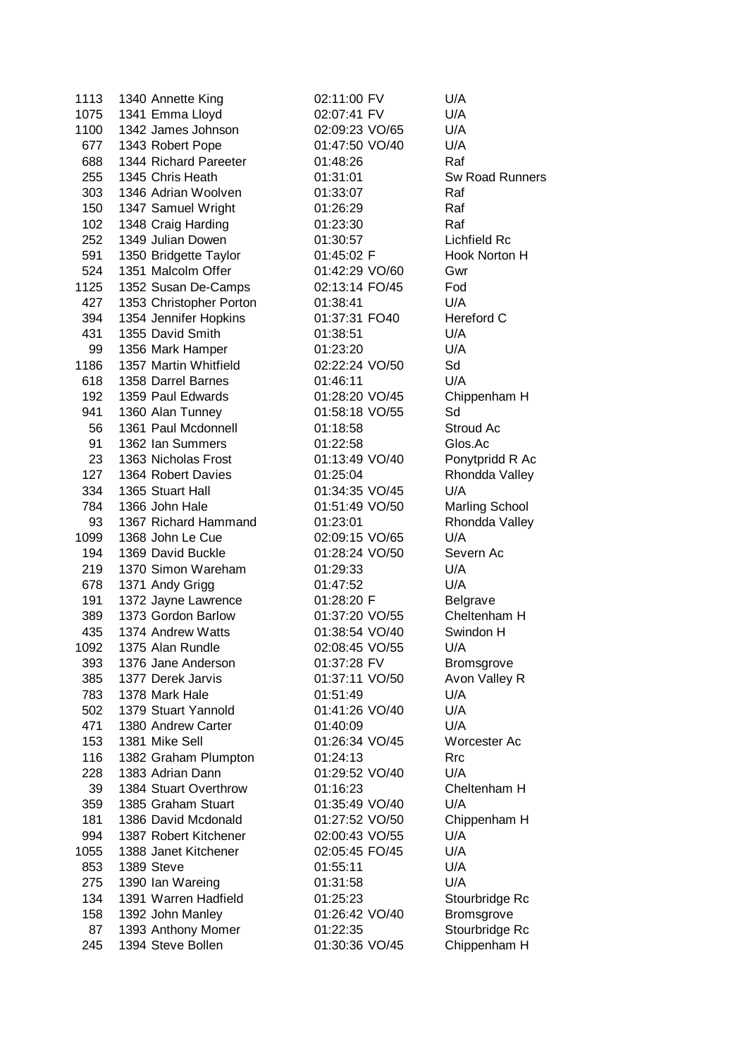| | | | | |
|---|---|---|---|---|
| 1113 | 1340 Annette King | 02:11:00 | FV | U/A |
| 1075 | 1341 Emma Lloyd | 02:07:41 | FV | U/A |
| 1100 | 1342 James Johnson | 02:09:23 | VO/65 | U/A |
| 677 | 1343 Robert Pope | 01:47:50 | VO/40 | U/A |
| 688 | 1344 Richard Pareeter | 01:48:26 | | Raf |
| 255 | 1345 Chris Heath | 01:31:01 | | Sw Road Runners |
| 303 | 1346 Adrian Woolven | 01:33:07 | | Raf |
| 150 | 1347 Samuel Wright | 01:26:29 | | Raf |
| 102 | 1348 Craig Harding | 01:23:30 | | Raf |
| 252 | 1349 Julian Dowen | 01:30:57 | | Lichfield Rc |
| 591 | 1350 Bridgette Taylor | 01:45:02 | F | Hook Norton H |
| 524 | 1351 Malcolm Offer | 01:42:29 | VO/60 | Gwr |
| 1125 | 1352 Susan De-Camps | 02:13:14 | FO/45 | Fod |
| 427 | 1353 Christopher Porton | 01:38:41 | | U/A |
| 394 | 1354 Jennifer Hopkins | 01:37:31 | FO40 | Hereford C |
| 431 | 1355 David Smith | 01:38:51 | | U/A |
| 99 | 1356 Mark Hamper | 01:23:20 | | U/A |
| 1186 | 1357 Martin Whitfield | 02:22:24 | VO/50 | Sd |
| 618 | 1358 Darrel Barnes | 01:46:11 | | U/A |
| 192 | 1359 Paul Edwards | 01:28:20 | VO/45 | Chippenham H |
| 941 | 1360 Alan Tunney | 01:58:18 | VO/55 | Sd |
| 56 | 1361 Paul Mcdonnell | 01:18:58 | | Stroud Ac |
| 91 | 1362 Ian Summers | 01:22:58 | | Glos.Ac |
| 23 | 1363 Nicholas Frost | 01:13:49 | VO/40 | Ponytpridd R Ac |
| 127 | 1364 Robert Davies | 01:25:04 | | Rhondda Valley |
| 334 | 1365 Stuart Hall | 01:34:35 | VO/45 | U/A |
| 784 | 1366 John Hale | 01:51:49 | VO/50 | Marling School |
| 93 | 1367 Richard Hammand | 01:23:01 | | Rhondda Valley |
| 1099 | 1368 John Le Cue | 02:09:15 | VO/65 | U/A |
| 194 | 1369 David Buckle | 01:28:24 | VO/50 | Severn Ac |
| 219 | 1370 Simon Wareham | 01:29:33 | | U/A |
| 678 | 1371 Andy Grigg | 01:47:52 | | U/A |
| 191 | 1372 Jayne Lawrence | 01:28:20 | F | Belgrave |
| 389 | 1373 Gordon Barlow | 01:37:20 | VO/55 | Cheltenham H |
| 435 | 1374 Andrew Watts | 01:38:54 | VO/40 | Swindon H |
| 1092 | 1375 Alan Rundle | 02:08:45 | VO/55 | U/A |
| 393 | 1376 Jane Anderson | 01:37:28 | FV | Bromsgrove |
| 385 | 1377 Derek Jarvis | 01:37:11 | VO/50 | Avon Valley R |
| 783 | 1378 Mark Hale | 01:51:49 | | U/A |
| 502 | 1379 Stuart Yannold | 01:41:26 | VO/40 | U/A |
| 471 | 1380 Andrew Carter | 01:40:09 | | U/A |
| 153 | 1381 Mike Sell | 01:26:34 | VO/45 | Worcester Ac |
| 116 | 1382 Graham Plumpton | 01:24:13 | | Rrc |
| 228 | 1383 Adrian Dann | 01:29:52 | VO/40 | U/A |
| 39 | 1384 Stuart Overthrow | 01:16:23 | | Cheltenham H |
| 359 | 1385 Graham Stuart | 01:35:49 | VO/40 | U/A |
| 181 | 1386 David Mcdonald | 01:27:52 | VO/50 | Chippenham H |
| 994 | 1387 Robert Kitchener | 02:00:43 | VO/55 | U/A |
| 1055 | 1388 Janet Kitchener | 02:05:45 | FO/45 | U/A |
| 853 | 1389 Steve | 01:55:11 | | U/A |
| 275 | 1390 Ian Wareing | 01:31:58 | | U/A |
| 134 | 1391 Warren Hadfield | 01:25:23 | | Stourbridge Rc |
| 158 | 1392 John Manley | 01:26:42 | VO/40 | Bromsgrove |
| 87 | 1393 Anthony Momer | 01:22:35 | | Stourbridge Rc |
| 245 | 1394 Steve Bollen | 01:30:36 | VO/45 | Chippenham H |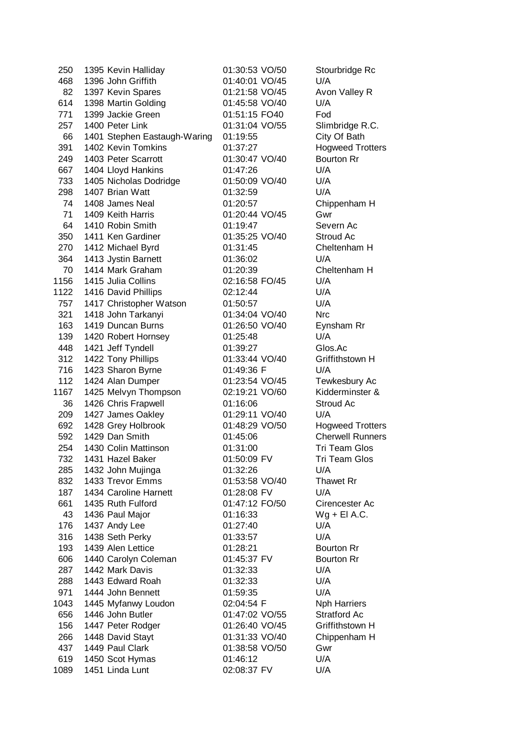| | | | | | |
|---|---|---|---|---|---|
| 250 | 1395 | Kevin Halliday | 01:30:53 | VO/50 | Stourbridge Rc |
| 468 | 1396 | John Griffith | 01:40:01 | VO/45 | U/A |
| 82 | 1397 | Kevin Spares | 01:21:58 | VO/45 | Avon Valley R |
| 614 | 1398 | Martin Golding | 01:45:58 | VO/40 | U/A |
| 771 | 1399 | Jackie Green | 01:51:15 | FO40 | Fod |
| 257 | 1400 | Peter Link | 01:31:04 | VO/55 | Slimbridge R.C. |
| 66 | 1401 | Stephen Eastaugh-Waring | 01:19:55 | | City Of Bath |
| 391 | 1402 | Kevin Tomkins | 01:37:27 | | Hogweed Trotters |
| 249 | 1403 | Peter Scarrott | 01:30:47 | VO/40 | Bourton Rr |
| 667 | 1404 | Lloyd Hankins | 01:47:26 | | U/A |
| 733 | 1405 | Nicholas Dodridge | 01:50:09 | VO/40 | U/A |
| 298 | 1407 | Brian Watt | 01:32:59 | | U/A |
| 74 | 1408 | James Neal | 01:20:57 | | Chippenham H |
| 71 | 1409 | Keith Harris | 01:20:44 | VO/45 | Gwr |
| 64 | 1410 | Robin Smith | 01:19:47 | | Severn Ac |
| 350 | 1411 | Ken Gardiner | 01:35:25 | VO/40 | Stroud Ac |
| 270 | 1412 | Michael Byrd | 01:31:45 | | Cheltenham H |
| 364 | 1413 | Jystin Barnett | 01:36:02 | | U/A |
| 70 | 1414 | Mark Graham | 01:20:39 | | Cheltenham H |
| 1156 | 1415 | Julia Collins | 02:16:58 | FO/45 | U/A |
| 1122 | 1416 | David Phillips | 02:12:44 | | U/A |
| 757 | 1417 | Christopher Watson | 01:50:57 | | U/A |
| 321 | 1418 | John Tarkanyi | 01:34:04 | VO/40 | Nrc |
| 163 | 1419 | Duncan Burns | 01:26:50 | VO/40 | Eynsham Rr |
| 139 | 1420 | Robert Hornsey | 01:25:48 | | U/A |
| 448 | 1421 | Jeff Tyndell | 01:39:27 | | Glos.Ac |
| 312 | 1422 | Tony Phillips | 01:33:44 | VO/40 | Griffithstown H |
| 716 | 1423 | Sharon Byrne | 01:49:36 | F | U/A |
| 112 | 1424 | Alan Dumper | 01:23:54 | VO/45 | Tewkesbury Ac |
| 1167 | 1425 | Melvyn Thompson | 02:19:21 | VO/60 | Kidderminster & |
| 36 | 1426 | Chris Frapwell | 01:16:06 | | Stroud Ac |
| 209 | 1427 | James Oakley | 01:29:11 | VO/40 | U/A |
| 692 | 1428 | Grey Holbrook | 01:48:29 | VO/50 | Hogweed Trotters |
| 592 | 1429 | Dan Smith | 01:45:06 | | Cherwell Runners |
| 254 | 1430 | Colin Mattinson | 01:31:00 | | Tri Team Glos |
| 732 | 1431 | Hazel Baker | 01:50:09 | FV | Tri Team Glos |
| 285 | 1432 | John Mujinga | 01:32:26 | | U/A |
| 832 | 1433 | Trevor Emms | 01:53:58 | VO/40 | Thawet Rr |
| 187 | 1434 | Caroline Harnett | 01:28:08 | FV | U/A |
| 661 | 1435 | Ruth Fulford | 01:47:12 | FO/50 | Cirencester Ac |
| 43 | 1436 | Paul Major | 01:16:33 | | Wg + El A.C. |
| 176 | 1437 | Andy Lee | 01:27:40 | | U/A |
| 316 | 1438 | Seth Perky | 01:33:57 | | U/A |
| 193 | 1439 | Alen Lettice | 01:28:21 | | Bourton Rr |
| 606 | 1440 | Carolyn Coleman | 01:45:37 | FV | Bourton Rr |
| 287 | 1442 | Mark Davis | 01:32:33 | | U/A |
| 288 | 1443 | Edward Roah | 01:32:33 | | U/A |
| 971 | 1444 | John Bennett | 01:59:35 | | U/A |
| 1043 | 1445 | Myfanwy Loudon | 02:04:54 | F | Nph Harriers |
| 656 | 1446 | John Butler | 01:47:02 | VO/55 | Stratford Ac |
| 156 | 1447 | Peter Rodger | 01:26:40 | VO/45 | Griffithstown H |
| 266 | 1448 | David Stayt | 01:31:33 | VO/40 | Chippenham H |
| 437 | 1449 | Paul Clark | 01:38:58 | VO/50 | Gwr |
| 619 | 1450 | Scot Hymas | 01:46:12 | | U/A |
| 1089 | 1451 | Linda Lunt | 02:08:37 | FV | U/A |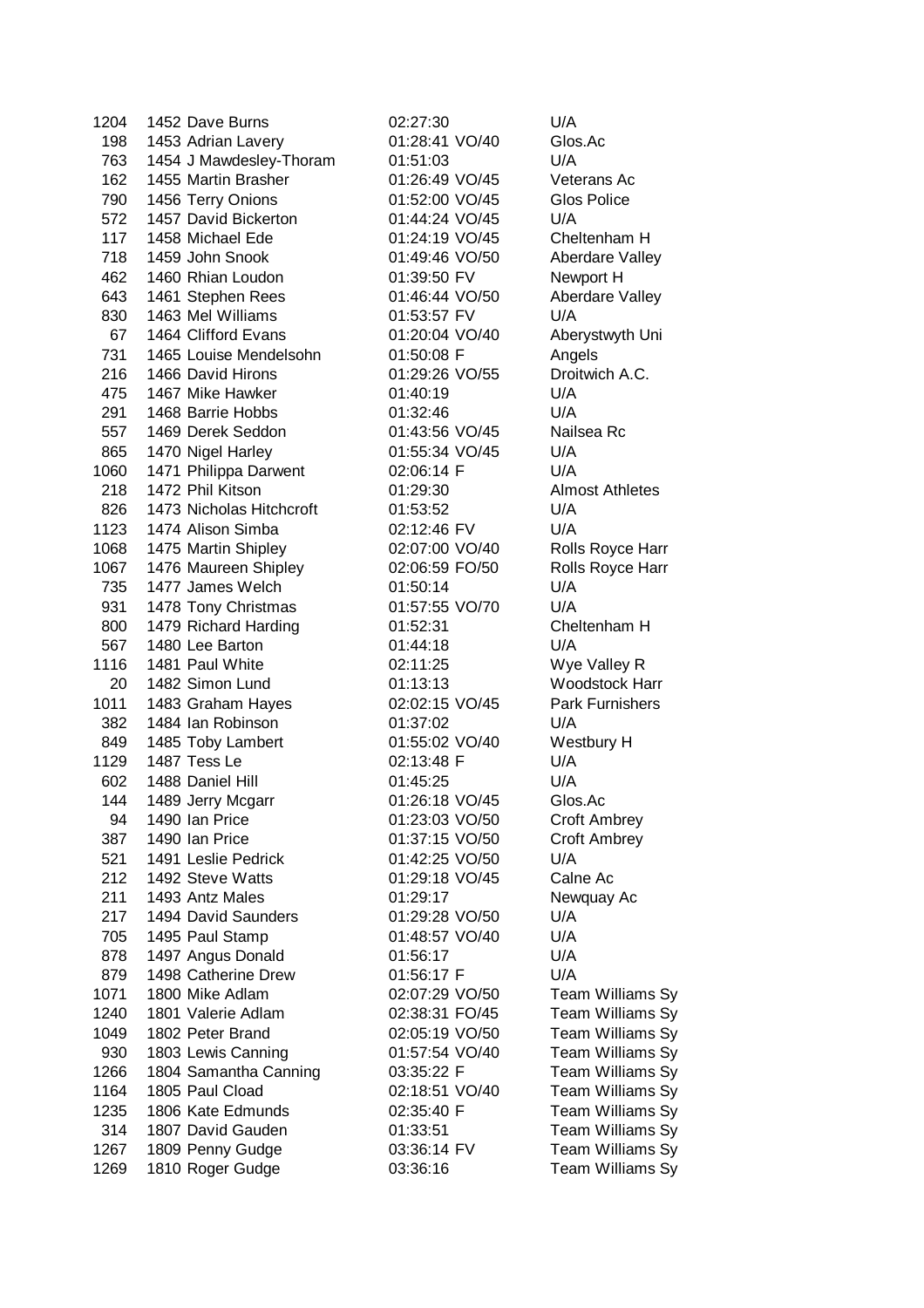| | | | | | |
|---|---|---|---|---|---|
| 1204 | 1452 | Dave Burns | 02:27:30 | | U/A |
| 198 | 1453 | Adrian Lavery | 01:28:41 | VO/40 | Glos.Ac |
| 763 | 1454 | J Mawdesley-Thoram | 01:51:03 | | U/A |
| 162 | 1455 | Martin Brasher | 01:26:49 | VO/45 | Veterans Ac |
| 790 | 1456 | Terry Onions | 01:52:00 | VO/45 | Glos Police |
| 572 | 1457 | David Bickerton | 01:44:24 | VO/45 | U/A |
| 117 | 1458 | Michael Ede | 01:24:19 | VO/45 | Cheltenham H |
| 718 | 1459 | John Snook | 01:49:46 | VO/50 | Aberdare Valley |
| 462 | 1460 | Rhian Loudon | 01:39:50 | FV | Newport H |
| 643 | 1461 | Stephen Rees | 01:46:44 | VO/50 | Aberdare Valley |
| 830 | 1463 | Mel Williams | 01:53:57 | FV | U/A |
| 67 | 1464 | Clifford Evans | 01:20:04 | VO/40 | Aberystwyth Uni |
| 731 | 1465 | Louise Mendelsohn | 01:50:08 | F | Angels |
| 216 | 1466 | David Hirons | 01:29:26 | VO/55 | Droitwich A.C. |
| 475 | 1467 | Mike Hawker | 01:40:19 | | U/A |
| 291 | 1468 | Barrie Hobbs | 01:32:46 | | U/A |
| 557 | 1469 | Derek Seddon | 01:43:56 | VO/45 | Nailsea Rc |
| 865 | 1470 | Nigel Harley | 01:55:34 | VO/45 | U/A |
| 1060 | 1471 | Philippa Darwent | 02:06:14 | F | U/A |
| 218 | 1472 | Phil Kitson | 01:29:30 | | Almost Athletes |
| 826 | 1473 | Nicholas Hitchcroft | 01:53:52 | | U/A |
| 1123 | 1474 | Alison Simba | 02:12:46 | FV | U/A |
| 1068 | 1475 | Martin Shipley | 02:07:00 | VO/40 | Rolls Royce Harr |
| 1067 | 1476 | Maureen Shipley | 02:06:59 | FO/50 | Rolls Royce Harr |
| 735 | 1477 | James Welch | 01:50:14 | | U/A |
| 931 | 1478 | Tony Christmas | 01:57:55 | VO/70 | U/A |
| 800 | 1479 | Richard Harding | 01:52:31 | | Cheltenham H |
| 567 | 1480 | Lee Barton | 01:44:18 | | U/A |
| 1116 | 1481 | Paul White | 02:11:25 | | Wye Valley R |
| 20 | 1482 | Simon Lund | 01:13:13 | | Woodstock Harr |
| 1011 | 1483 | Graham Hayes | 02:02:15 | VO/45 | Park Furnishers |
| 382 | 1484 | Ian Robinson | 01:37:02 | | U/A |
| 849 | 1485 | Toby Lambert | 01:55:02 | VO/40 | Westbury H |
| 1129 | 1487 | Tess Le | 02:13:48 | F | U/A |
| 602 | 1488 | Daniel Hill | 01:45:25 | | U/A |
| 144 | 1489 | Jerry Mcgarr | 01:26:18 | VO/45 | Glos.Ac |
| 94 | 1490 | Ian Price | 01:23:03 | VO/50 | Croft Ambrey |
| 387 | 1490 | Ian Price | 01:37:15 | VO/50 | Croft Ambrey |
| 521 | 1491 | Leslie Pedrick | 01:42:25 | VO/50 | U/A |
| 212 | 1492 | Steve Watts | 01:29:18 | VO/45 | Calne Ac |
| 211 | 1493 | Antz Males | 01:29:17 | | Newquay Ac |
| 217 | 1494 | David Saunders | 01:29:28 | VO/50 | U/A |
| 705 | 1495 | Paul Stamp | 01:48:57 | VO/40 | U/A |
| 878 | 1497 | Angus Donald | 01:56:17 | | U/A |
| 879 | 1498 | Catherine Drew | 01:56:17 | F | U/A |
| 1071 | 1800 | Mike Adlam | 02:07:29 | VO/50 | Team Williams Sy |
| 1240 | 1801 | Valerie Adlam | 02:38:31 | FO/45 | Team Williams Sy |
| 1049 | 1802 | Peter Brand | 02:05:19 | VO/50 | Team Williams Sy |
| 930 | 1803 | Lewis Canning | 01:57:54 | VO/40 | Team Williams Sy |
| 1266 | 1804 | Samantha Canning | 03:35:22 | F | Team Williams Sy |
| 1164 | 1805 | Paul Cload | 02:18:51 | VO/40 | Team Williams Sy |
| 1235 | 1806 | Kate Edmunds | 02:35:40 | F | Team Williams Sy |
| 314 | 1807 | David Gauden | 01:33:51 | | Team Williams Sy |
| 1267 | 1809 | Penny Gudge | 03:36:14 | FV | Team Williams Sy |
| 1269 | 1810 | Roger Gudge | 03:36:16 | | Team Williams Sy |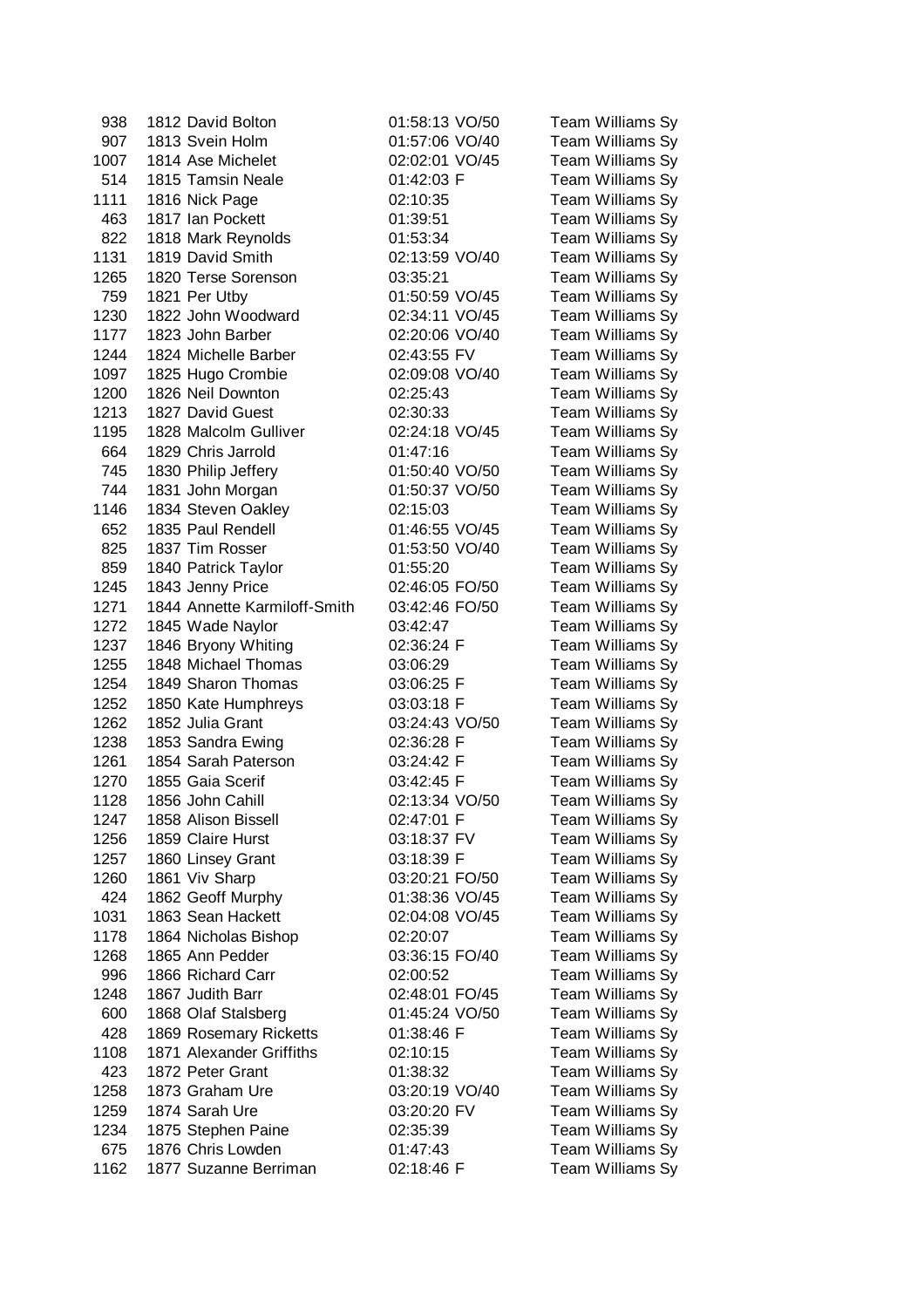| | | | | | |
|---|---|---|---|---|---|
| 938 | 1812 | David Bolton | 01:58:13 | VO/50 | Team Williams Sy |
| 907 | 1813 | Svein Holm | 01:57:06 | VO/40 | Team Williams Sy |
| 1007 | 1814 | Ase Michelet | 02:02:01 | VO/45 | Team Williams Sy |
| 514 | 1815 | Tamsin Neale | 01:42:03 | F | Team Williams Sy |
| 1111 | 1816 | Nick Page | 02:10:35 | | Team Williams Sy |
| 463 | 1817 | Ian Pockett | 01:39:51 | | Team Williams Sy |
| 822 | 1818 | Mark Reynolds | 01:53:34 | | Team Williams Sy |
| 1131 | 1819 | David Smith | 02:13:59 | VO/40 | Team Williams Sy |
| 1265 | 1820 | Terse Sorenson | 03:35:21 | | Team Williams Sy |
| 759 | 1821 | Per Utby | 01:50:59 | VO/45 | Team Williams Sy |
| 1230 | 1822 | John Woodward | 02:34:11 | VO/45 | Team Williams Sy |
| 1177 | 1823 | John Barber | 02:20:06 | VO/40 | Team Williams Sy |
| 1244 | 1824 | Michelle Barber | 02:43:55 | FV | Team Williams Sy |
| 1097 | 1825 | Hugo Crombie | 02:09:08 | VO/40 | Team Williams Sy |
| 1200 | 1826 | Neil Downton | 02:25:43 | | Team Williams Sy |
| 1213 | 1827 | David Guest | 02:30:33 | | Team Williams Sy |
| 1195 | 1828 | Malcolm Gulliver | 02:24:18 | VO/45 | Team Williams Sy |
| 664 | 1829 | Chris Jarrold | 01:47:16 | | Team Williams Sy |
| 745 | 1830 | Philip Jeffery | 01:50:40 | VO/50 | Team Williams Sy |
| 744 | 1831 | John Morgan | 01:50:37 | VO/50 | Team Williams Sy |
| 1146 | 1834 | Steven Oakley | 02:15:03 | | Team Williams Sy |
| 652 | 1835 | Paul Rendell | 01:46:55 | VO/45 | Team Williams Sy |
| 825 | 1837 | Tim Rosser | 01:53:50 | VO/40 | Team Williams Sy |
| 859 | 1840 | Patrick Taylor | 01:55:20 | | Team Williams Sy |
| 1245 | 1843 | Jenny Price | 02:46:05 | FO/50 | Team Williams Sy |
| 1271 | 1844 | Annette Karmiloff-Smith | 03:42:46 | FO/50 | Team Williams Sy |
| 1272 | 1845 | Wade Naylor | 03:42:47 | | Team Williams Sy |
| 1237 | 1846 | Bryony Whiting | 02:36:24 | F | Team Williams Sy |
| 1255 | 1848 | Michael Thomas | 03:06:29 | | Team Williams Sy |
| 1254 | 1849 | Sharon Thomas | 03:06:25 | F | Team Williams Sy |
| 1252 | 1850 | Kate Humphreys | 03:03:18 | F | Team Williams Sy |
| 1262 | 1852 | Julia Grant | 03:24:43 | VO/50 | Team Williams Sy |
| 1238 | 1853 | Sandra Ewing | 02:36:28 | F | Team Williams Sy |
| 1261 | 1854 | Sarah Paterson | 03:24:42 | F | Team Williams Sy |
| 1270 | 1855 | Gaia Scerif | 03:42:45 | F | Team Williams Sy |
| 1128 | 1856 | John Cahill | 02:13:34 | VO/50 | Team Williams Sy |
| 1247 | 1858 | Alison Bissell | 02:47:01 | F | Team Williams Sy |
| 1256 | 1859 | Claire Hurst | 03:18:37 | FV | Team Williams Sy |
| 1257 | 1860 | Linsey Grant | 03:18:39 | F | Team Williams Sy |
| 1260 | 1861 | Viv Sharp | 03:20:21 | FO/50 | Team Williams Sy |
| 424 | 1862 | Geoff Murphy | 01:38:36 | VO/45 | Team Williams Sy |
| 1031 | 1863 | Sean Hackett | 02:04:08 | VO/45 | Team Williams Sy |
| 1178 | 1864 | Nicholas Bishop | 02:20:07 | | Team Williams Sy |
| 1268 | 1865 | Ann Pedder | 03:36:15 | FO/40 | Team Williams Sy |
| 996 | 1866 | Richard Carr | 02:00:52 | | Team Williams Sy |
| 1248 | 1867 | Judith Barr | 02:48:01 | FO/45 | Team Williams Sy |
| 600 | 1868 | Olaf Stalsberg | 01:45:24 | VO/50 | Team Williams Sy |
| 428 | 1869 | Rosemary Ricketts | 01:38:46 | F | Team Williams Sy |
| 1108 | 1871 | Alexander Griffiths | 02:10:15 | | Team Williams Sy |
| 423 | 1872 | Peter Grant | 01:38:32 | | Team Williams Sy |
| 1258 | 1873 | Graham Ure | 03:20:19 | VO/40 | Team Williams Sy |
| 1259 | 1874 | Sarah Ure | 03:20:20 | FV | Team Williams Sy |
| 1234 | 1875 | Stephen Paine | 02:35:39 | | Team Williams Sy |
| 675 | 1876 | Chris Lowden | 01:47:43 | | Team Williams Sy |
| 1162 | 1877 | Suzanne Berriman | 02:18:46 | F | Team Williams Sy |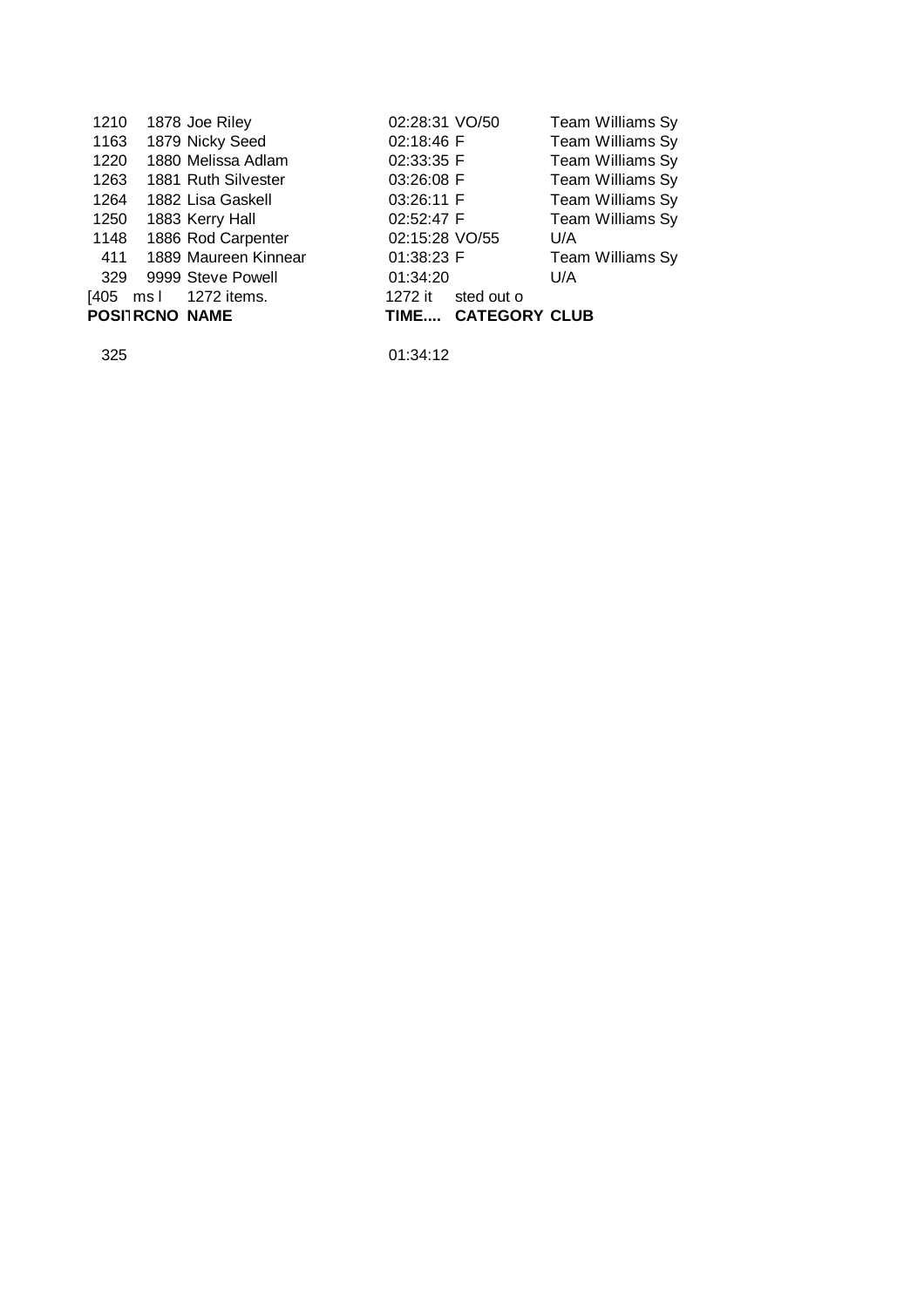| | | | | | |
|---|---|---|---|---|---|
| 1210 | 1878 | Joe Riley | 02:28:31 | VO/50 | Team Williams Sy |
| 1163 | 1879 | Nicky Seed | 02:18:46 | F | Team Williams Sy |
| 1220 | 1880 | Melissa Adlam | 02:33:35 | F | Team Williams Sy |
| 1263 | 1881 | Ruth Silvester | 03:26:08 | F | Team Williams Sy |
| 1264 | 1882 | Lisa Gaskell | 03:26:11 | F | Team Williams Sy |
| 1250 | 1883 | Kerry Hall | 02:52:47 | F | Team Williams Sy |
| 1148 | 1886 | Rod Carpenter | 02:15:28 | VO/55 | U/A |
| 411 | 1889 | Maureen Kinnear | 01:38:23 | F | Team Williams Sy |
| 329 | 9999 | Steve Powell | 01:34:20 | | U/A |
| [405 | ms l | 1272 items. | 1272 it | sted out o | |
| **POSI1** | **RCNO** | **NAME** | **TIME....** | **CATEGORY** | **CLUB** |
| 325 | | | 01:34:12 | | |